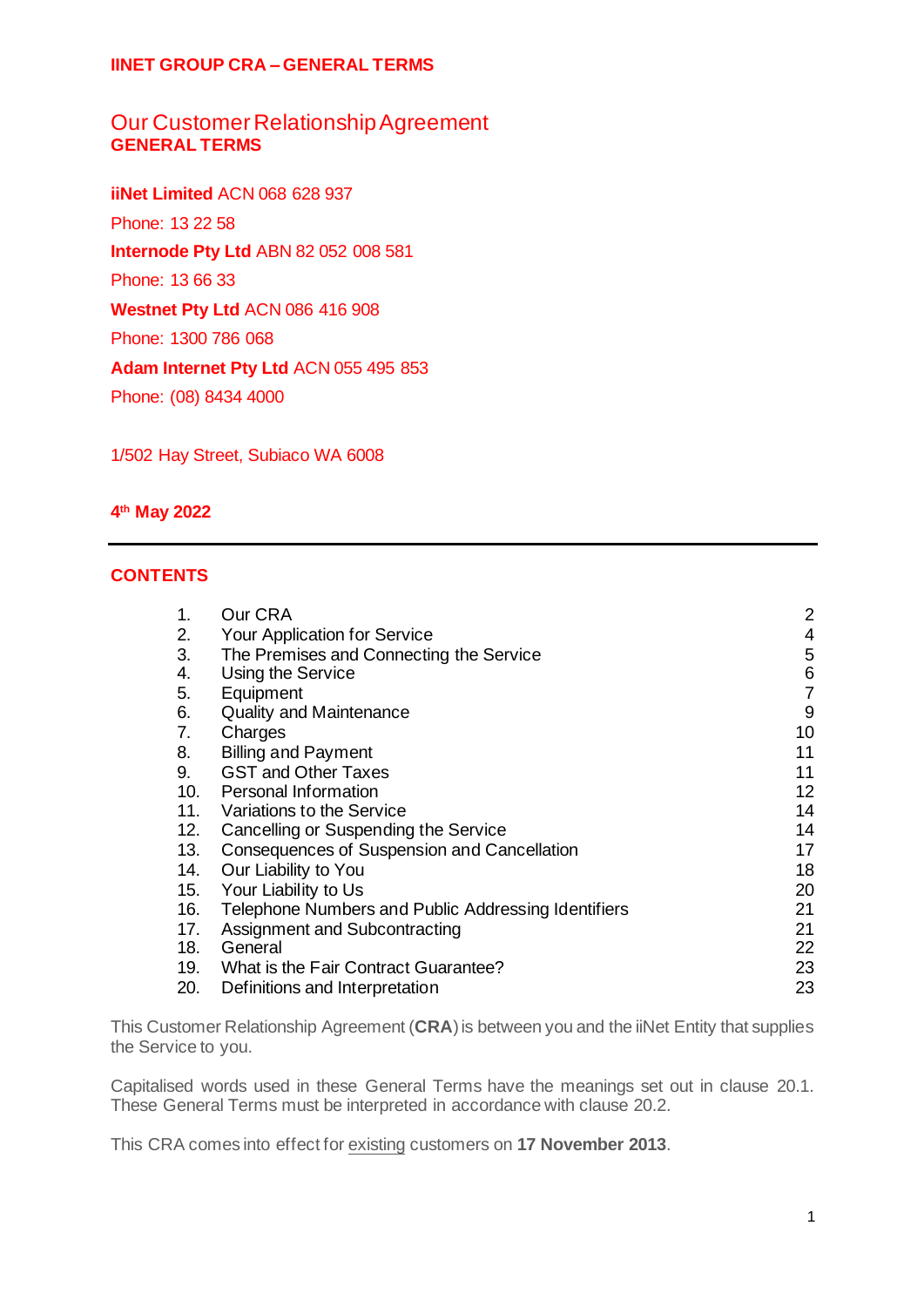**IINET GROUP CRA – GENERAL TERMS**

# Our Customer Relationship Agreement
## GENERAL TERMS

**iiNet Limited** ACN 068 628 937

Phone: 13 22 58

**Internode Pty Ltd** ABN 82 052 008 581

Phone: 13 66 33

**Westnet Pty Ltd** ACN 086 416 908

Phone: 1300 786 068

**Adam Internet Pty Ltd** ACN 055 495 853

Phone: (08) 8434 4000

1/502 Hay Street, Subiaco WA 6008

**4th May 2022**

---

**CONTENTS**

| | | |
|---|---|---|
| 1. | Our CRA | 2 |
| 2. | Your Application for Service | 4 |
| 3. | The Premises and Connecting the Service | 5 |
| 4. | Using the Service | 6 |
| 5. | Equipment | 7 |
| 6. | Quality and Maintenance | 9 |
| 7. | Charges | 10 |
| 8. | Billing and Payment | 11 |
| 9. | GST and Other Taxes | 11 |
| 10. | Personal Information | 12 |
| 11. | Variations to the Service | 14 |
| 12. | Cancelling or Suspending the Service | 14 |
| 13. | Consequences of Suspension and Cancellation | 17 |
| 14. | Our Liability to You | 18 |
| 15. | Your Liability to Us | 20 |
| 16. | Telephone Numbers and Public Addressing Identifiers | 21 |
| 17. | Assignment and Subcontracting | 21 |
| 18. | General | 22 |
| 19. | What is the Fair Contract Guarantee? | 23 |
| 20. | Definitions and Interpretation | 23 |

This Customer Relationship Agreement (**CRA**) is between you and the iiNet Entity that supplies the Service to you.

Capitalised words used in these General Terms have the meanings set out in clause 20.1. These General Terms must be interpreted in accordance with clause 20.2.

This CRA comes into effect for existing customers on **17 November 2013**.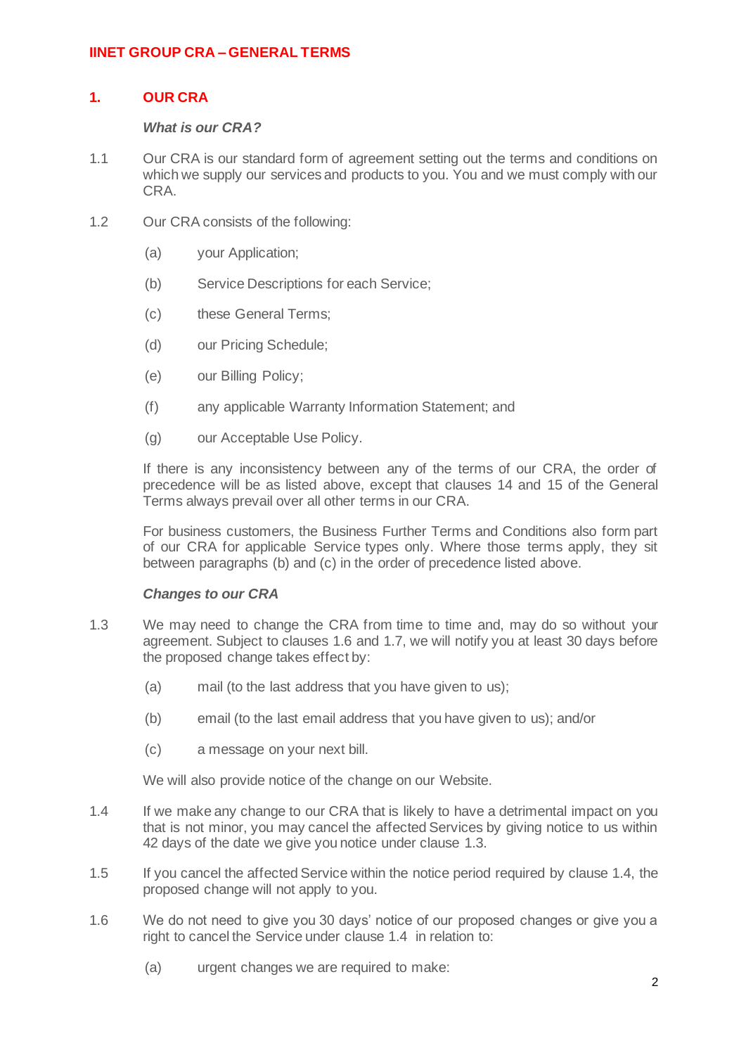# IINET GROUP CRA – GENERAL TERMS

## 1. OUR CRA

***What is our CRA?***

1.1 Our CRA is our standard form of agreement setting out the terms and conditions on which we supply our services and products to you. You and we must comply with our CRA.

1.2 Our CRA consists of the following:

(a) your Application;

(b) Service Descriptions for each Service;

(c) these General Terms;

(d) our Pricing Schedule;

(e) our Billing Policy;

(f) any applicable Warranty Information Statement; and

(g) our Acceptable Use Policy.

If there is any inconsistency between any of the terms of our CRA, the order of precedence will be as listed above, except that clauses 14 and 15 of the General Terms always prevail over all other terms in our CRA.

For business customers, the Business Further Terms and Conditions also form part of our CRA for applicable Service types only. Where those terms apply, they sit between paragraphs (b) and (c) in the order of precedence listed above.

***Changes to our CRA***

1.3 We may need to change the CRA from time to time and, may do so without your agreement. Subject to clauses 1.6 and 1.7, we will notify you at least 30 days before the proposed change takes effect by:

(a) mail (to the last address that you have given to us);

(b) email (to the last email address that you have given to us); and/or

(c) a message on your next bill.

We will also provide notice of the change on our Website.

1.4 If we make any change to our CRA that is likely to have a detrimental impact on you that is not minor, you may cancel the affected Services by giving notice to us within 42 days of the date we give you notice under clause 1.3.

1.5 If you cancel the affected Service within the notice period required by clause 1.4, the proposed change will not apply to you.

1.6 We do not need to give you 30 days' notice of our proposed changes or give you a right to cancel the Service under clause 1.4 in relation to:

(a) urgent changes we are required to make: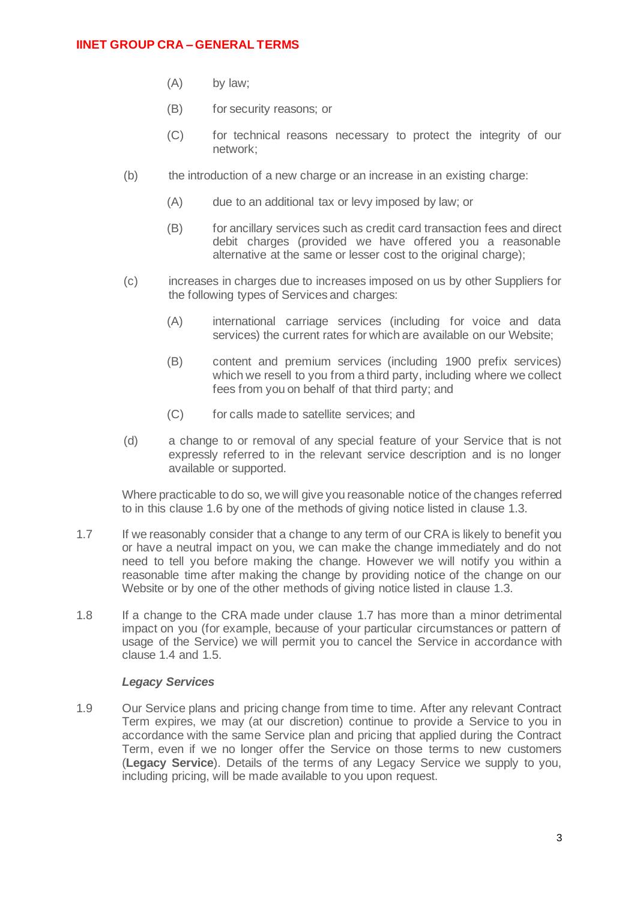(A) by law;

(B) for security reasons; or

(C) for technical reasons necessary to protect the integrity of our network;

(b) the introduction of a new charge or an increase in an existing charge:

(A) due to an additional tax or levy imposed by law; or

(B) for ancillary services such as credit card transaction fees and direct debit charges (provided we have offered you a reasonable alternative at the same or lesser cost to the original charge);

(c) increases in charges due to increases imposed on us by other Suppliers for the following types of Services and charges:

(A) international carriage services (including for voice and data services) the current rates for which are available on our Website;

(B) content and premium services (including 1900 prefix services) which we resell to you from a third party, including where we collect fees from you on behalf of that third party; and

(C) for calls made to satellite services; and

(d) a change to or removal of any special feature of your Service that is not expressly referred to in the relevant service description and is no longer available or supported.

Where practicable to do so, we will give you reasonable notice of the changes referred to in this clause 1.6 by one of the methods of giving notice listed in clause 1.3.

1.7 If we reasonably consider that a change to any term of our CRA is likely to benefit you or have a neutral impact on you, we can make the change immediately and do not need to tell you before making the change. However we will notify you within a reasonable time after making the change by providing notice of the change on our Website or by one of the other methods of giving notice listed in clause 1.3.

1.8 If a change to the CRA made under clause 1.7 has more than a minor detrimental impact on you (for example, because of your particular circumstances or pattern of usage of the Service) we will permit you to cancel the Service in accordance with clause 1.4 and 1.5.

***Legacy Services***

1.9 Our Service plans and pricing change from time to time. After any relevant Contract Term expires, we may (at our discretion) continue to provide a Service to you in accordance with the same Service plan and pricing that applied during the Contract Term, even if we no longer offer the Service on those terms to new customers (**Legacy Service**). Details of the terms of any Legacy Service we supply to you, including pricing, will be made available to you upon request.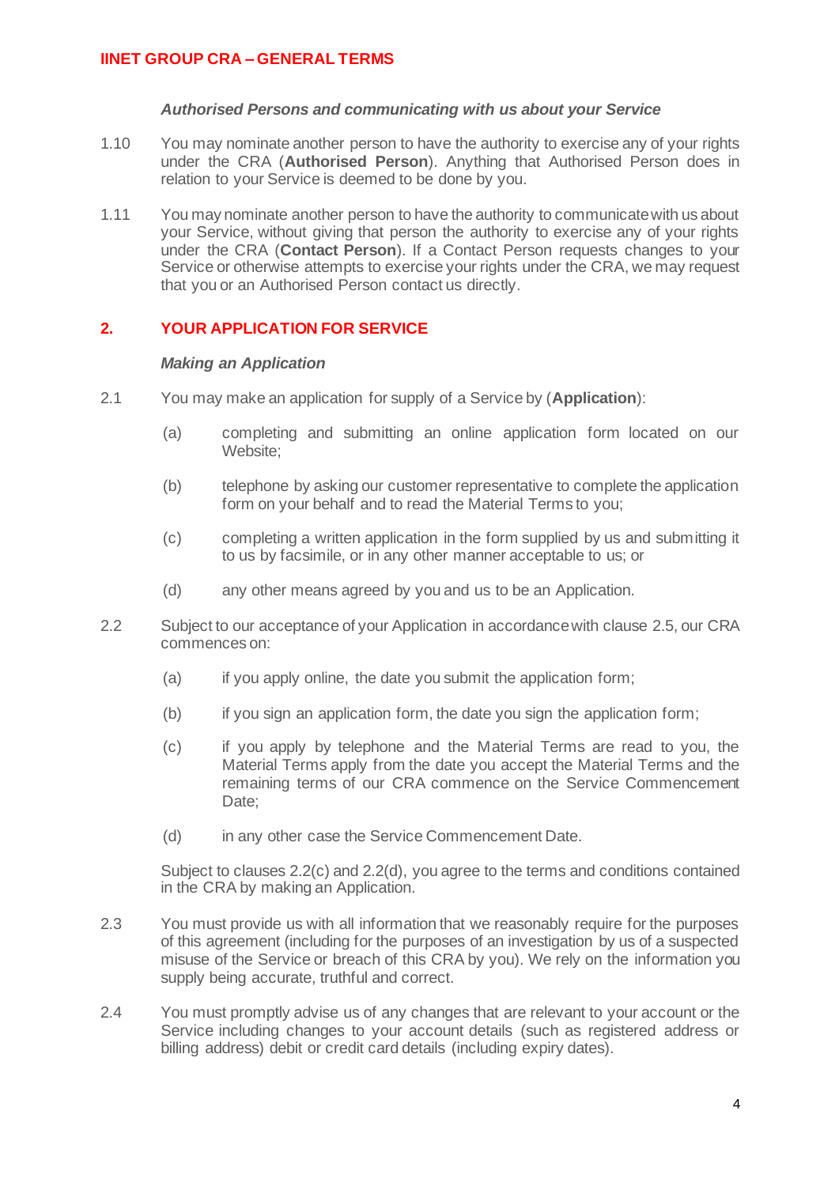### *Authorised Persons and communicating with us about your Service*

1.10 You may nominate another person to have the authority to exercise any of your rights under the CRA (**Authorised Person**). Anything that Authorised Person does in relation to your Service is deemed to be done by you.

1.11 You may nominate another person to have the authority to communicate with us about your Service, without giving that person the authority to exercise any of your rights under the CRA (**Contact Person**). If a Contact Person requests changes to your Service or otherwise attempts to exercise your rights under the CRA, we may request that you or an Authorised Person contact us directly.

## 2. YOUR APPLICATION FOR SERVICE

### *Making an Application*

2.1 You may make an application for supply of a Service by (**Application**):

(a) completing and submitting an online application form located on our Website;

(b) telephone by asking our customer representative to complete the application form on your behalf and to read the Material Terms to you;

(c) completing a written application in the form supplied by us and submitting it to us by facsimile, or in any other manner acceptable to us; or

(d) any other means agreed by you and us to be an Application.

2.2 Subject to our acceptance of your Application in accordance with clause 2.5, our CRA commences on:

(a) if you apply online, the date you submit the application form;

(b) if you sign an application form, the date you sign the application form;

(c) if you apply by telephone and the Material Terms are read to you, the Material Terms apply from the date you accept the Material Terms and the remaining terms of our CRA commence on the Service Commencement Date;

(d) in any other case the Service Commencement Date.

Subject to clauses 2.2(c) and 2.2(d), you agree to the terms and conditions contained in the CRA by making an Application.

2.3 You must provide us with all information that we reasonably require for the purposes of this agreement (including for the purposes of an investigation by us of a suspected misuse of the Service or breach of this CRA by you). We rely on the information you supply being accurate, truthful and correct.

2.4 You must promptly advise us of any changes that are relevant to your account or the Service including changes to your account details (such as registered address or billing address) debit or credit card details (including expiry dates).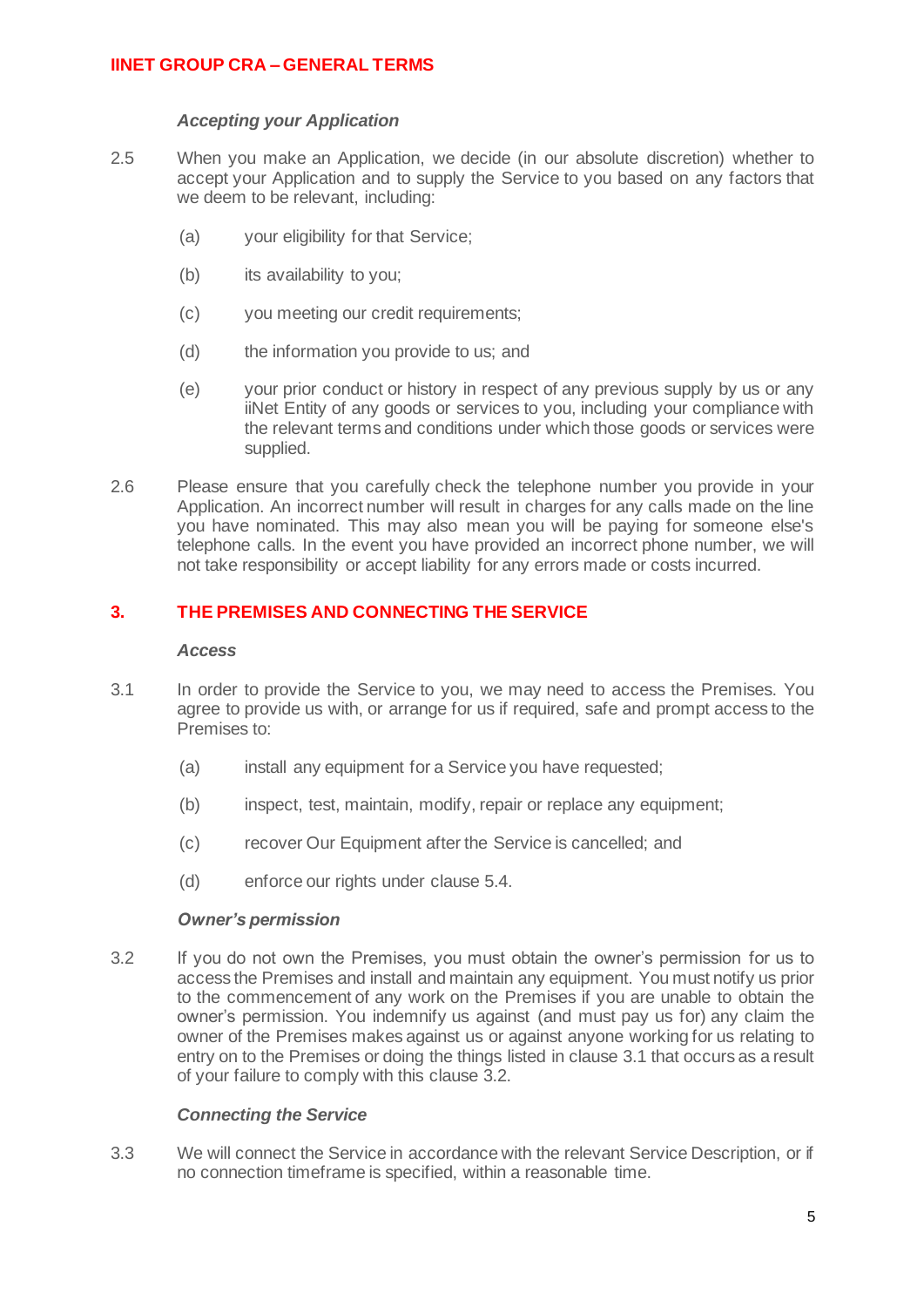### *Accepting your Application*

2.5 When you make an Application, we decide (in our absolute discretion) whether to accept your Application and to supply the Service to you based on any factors that we deem to be relevant, including:

(a) your eligibility for that Service;

(b) its availability to you;

(c) you meeting our credit requirements;

(d) the information you provide to us; and

(e) your prior conduct or history in respect of any previous supply by us or any iiNet Entity of any goods or services to you, including your compliance with the relevant terms and conditions under which those goods or services were supplied.

2.6 Please ensure that you carefully check the telephone number you provide in your Application. An incorrect number will result in charges for any calls made on the line you have nominated. This may also mean you will be paying for someone else's telephone calls. In the event you have provided an incorrect phone number, we will not take responsibility or accept liability for any errors made or costs incurred.

## 3. THE PREMISES AND CONNECTING THE SERVICE

### *Access*

3.1 In order to provide the Service to you, we may need to access the Premises. You agree to provide us with, or arrange for us if required, safe and prompt access to the Premises to:

(a) install any equipment for a Service you have requested;

(b) inspect, test, maintain, modify, repair or replace any equipment;

(c) recover Our Equipment after the Service is cancelled; and

(d) enforce our rights under clause 5.4.

### *Owner's permission*

3.2 If you do not own the Premises, you must obtain the owner's permission for us to access the Premises and install and maintain any equipment. You must notify us prior to the commencement of any work on the Premises if you are unable to obtain the owner's permission. You indemnify us against (and must pay us for) any claim the owner of the Premises makes against us or against anyone working for us relating to entry on to the Premises or doing the things listed in clause 3.1 that occurs as a result of your failure to comply with this clause 3.2.

### *Connecting the Service*

3.3 We will connect the Service in accordance with the relevant Service Description, or if no connection timeframe is specified, within a reasonable time.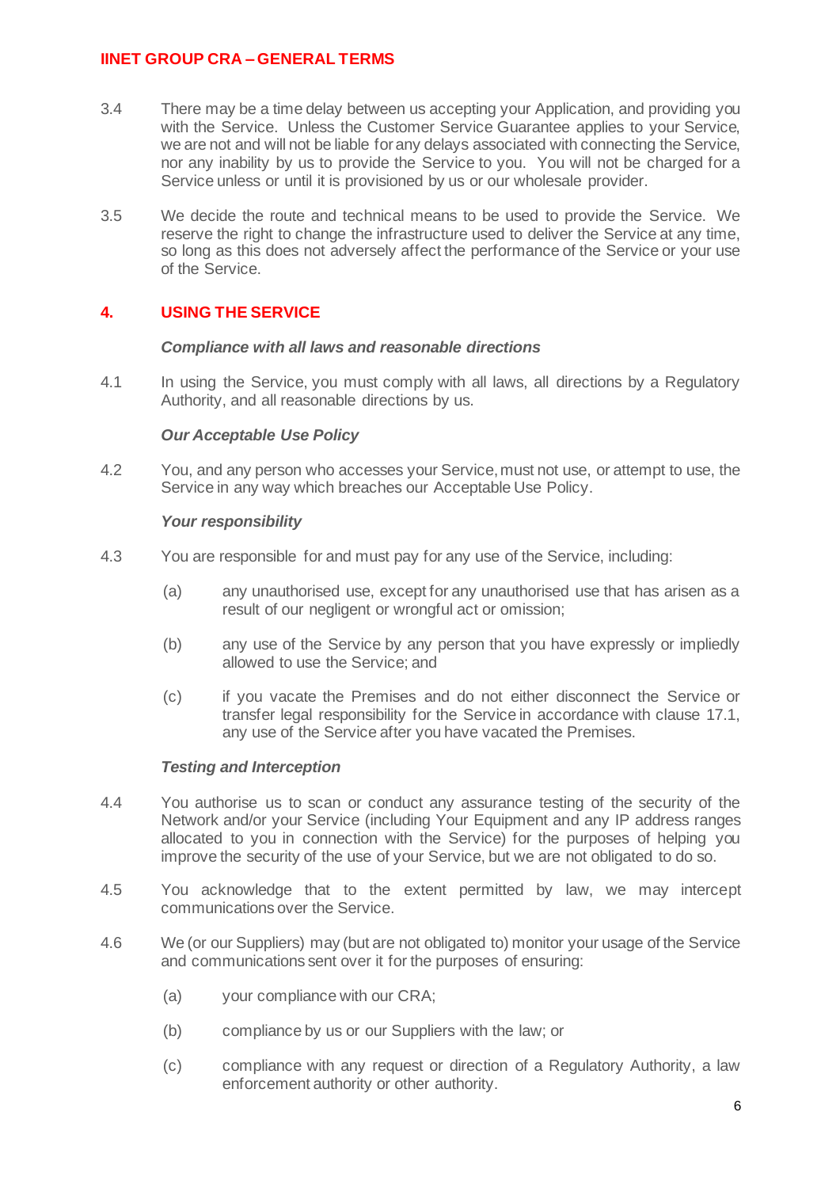3.4 There may be a time delay between us accepting your Application, and providing you with the Service. Unless the Customer Service Guarantee applies to your Service, we are not and will not be liable for any delays associated with connecting the Service, nor any inability by us to provide the Service to you. You will not be charged for a Service unless or until it is provisioned by us or our wholesale provider.

3.5 We decide the route and technical means to be used to provide the Service. We reserve the right to change the infrastructure used to deliver the Service at any time, so long as this does not adversely affect the performance of the Service or your use of the Service.

## 4. USING THE SERVICE

***Compliance with all laws and reasonable directions***

4.1 In using the Service, you must comply with all laws, all directions by a Regulatory Authority, and all reasonable directions by us.

***Our Acceptable Use Policy***

4.2 You, and any person who accesses your Service, must not use, or attempt to use, the Service in any way which breaches our Acceptable Use Policy.

***Your responsibility***

4.3 You are responsible for and must pay for any use of the Service, including:

(a) any unauthorised use, except for any unauthorised use that has arisen as a result of our negligent or wrongful act or omission;

(b) any use of the Service by any person that you have expressly or impliedly allowed to use the Service; and

(c) if you vacate the Premises and do not either disconnect the Service or transfer legal responsibility for the Service in accordance with clause 17.1, any use of the Service after you have vacated the Premises.

***Testing and Interception***

4.4 You authorise us to scan or conduct any assurance testing of the security of the Network and/or your Service (including Your Equipment and any IP address ranges allocated to you in connection with the Service) for the purposes of helping you improve the security of the use of your Service, but we are not obligated to do so.

4.5 You acknowledge that to the extent permitted by law, we may intercept communications over the Service.

4.6 We (or our Suppliers) may (but are not obligated to) monitor your usage of the Service and communications sent over it for the purposes of ensuring:

(a) your compliance with our CRA;

(b) compliance by us or our Suppliers with the law; or

(c) compliance with any request or direction of a Regulatory Authority, a law enforcement authority or other authority.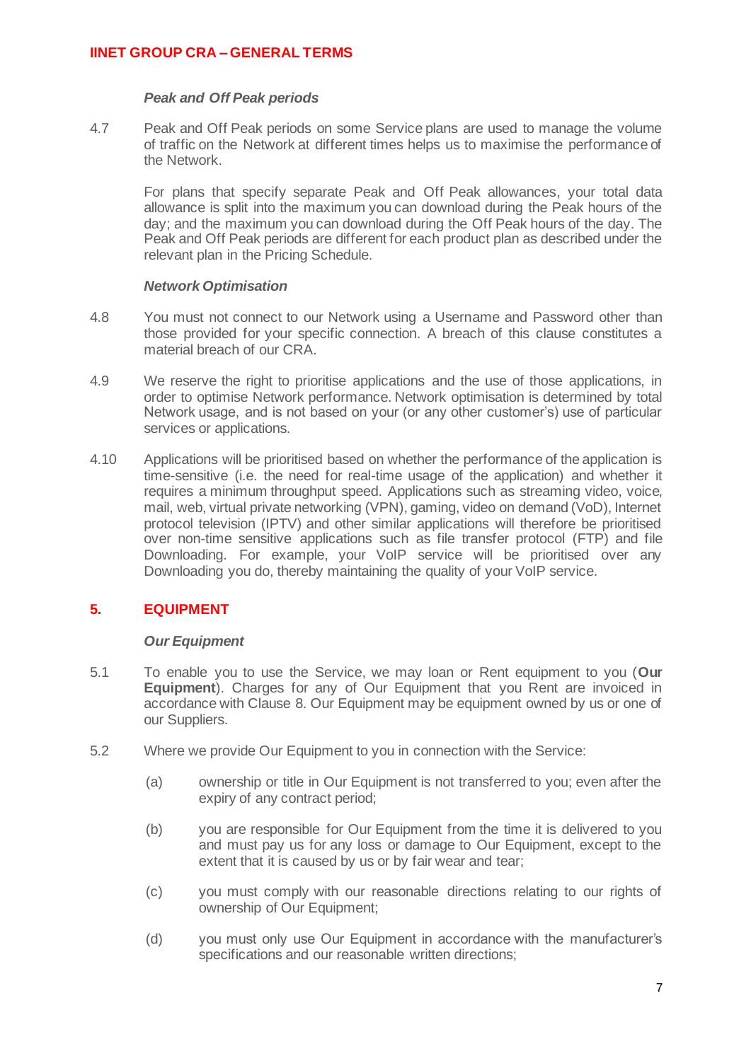***Peak and Off Peak periods***

4.7 Peak and Off Peak periods on some Service plans are used to manage the volume of traffic on the Network at different times helps us to maximise the performance of the Network.

For plans that specify separate Peak and Off Peak allowances, your total data allowance is split into the maximum you can download during the Peak hours of the day; and the maximum you can download during the Off Peak hours of the day. The Peak and Off Peak periods are different for each product plan as described under the relevant plan in the Pricing Schedule.

***Network Optimisation***

4.8 You must not connect to our Network using a Username and Password other than those provided for your specific connection. A breach of this clause constitutes a material breach of our CRA.

4.9 We reserve the right to prioritise applications and the use of those applications, in order to optimise Network performance. Network optimisation is determined by total Network usage, and is not based on your (or any other customer's) use of particular services or applications.

4.10 Applications will be prioritised based on whether the performance of the application is time-sensitive (i.e. the need for real-time usage of the application) and whether it requires a minimum throughput speed. Applications such as streaming video, voice, mail, web, virtual private networking (VPN), gaming, video on demand (VoD), Internet protocol television (IPTV) and other similar applications will therefore be prioritised over non-time sensitive applications such as file transfer protocol (FTP) and file Downloading. For example, your VoIP service will be prioritised over any Downloading you do, thereby maintaining the quality of your VoIP service.

## 5. EQUIPMENT

***Our Equipment***

5.1 To enable you to use the Service, we may loan or Rent equipment to you (**Our Equipment**). Charges for any of Our Equipment that you Rent are invoiced in accordance with Clause 8. Our Equipment may be equipment owned by us or one of our Suppliers.

5.2 Where we provide Our Equipment to you in connection with the Service:

(a) ownership or title in Our Equipment is not transferred to you; even after the expiry of any contract period;

(b) you are responsible for Our Equipment from the time it is delivered to you and must pay us for any loss or damage to Our Equipment, except to the extent that it is caused by us or by fair wear and tear;

(c) you must comply with our reasonable directions relating to our rights of ownership of Our Equipment;

(d) you must only use Our Equipment in accordance with the manufacturer's specifications and our reasonable written directions;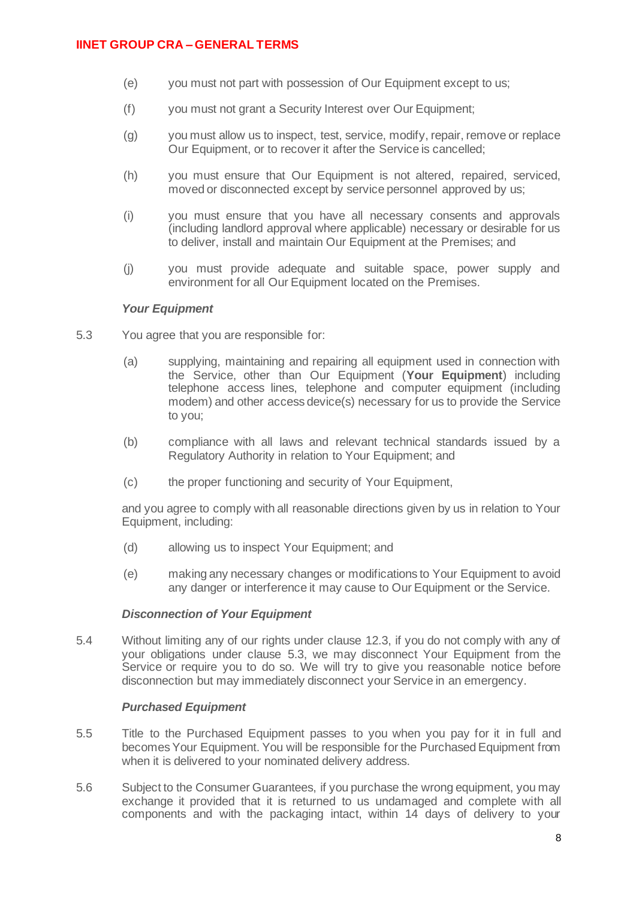(e) you must not part with possession of Our Equipment except to us;

(f) you must not grant a Security Interest over Our Equipment;

(g) you must allow us to inspect, test, service, modify, repair, remove or replace Our Equipment, or to recover it after the Service is cancelled;

(h) you must ensure that Our Equipment is not altered, repaired, serviced, moved or disconnected except by service personnel approved by us;

(i) you must ensure that you have all necessary consents and approvals (including landlord approval where applicable) necessary or desirable for us to deliver, install and maintain Our Equipment at the Premises; and

(j) you must provide adequate and suitable space, power supply and environment for all Our Equipment located on the Premises.

***Your Equipment***

5.3 You agree that you are responsible for:

(a) supplying, maintaining and repairing all equipment used in connection with the Service, other than Our Equipment (**Your Equipment**) including telephone access lines, telephone and computer equipment (including modem) and other access device(s) necessary for us to provide the Service to you;

(b) compliance with all laws and relevant technical standards issued by a Regulatory Authority in relation to Your Equipment; and

(c) the proper functioning and security of Your Equipment,

and you agree to comply with all reasonable directions given by us in relation to Your Equipment, including:

(d) allowing us to inspect Your Equipment; and

(e) making any necessary changes or modifications to Your Equipment to avoid any danger or interference it may cause to Our Equipment or the Service.

***Disconnection of Your Equipment***

5.4 Without limiting any of our rights under clause 12.3, if you do not comply with any of your obligations under clause 5.3, we may disconnect Your Equipment from the Service or require you to do so. We will try to give you reasonable notice before disconnection but may immediately disconnect your Service in an emergency.

***Purchased Equipment***

5.5 Title to the Purchased Equipment passes to you when you pay for it in full and becomes Your Equipment. You will be responsible for the Purchased Equipment from when it is delivered to your nominated delivery address.

5.6 Subject to the Consumer Guarantees, if you purchase the wrong equipment, you may exchange it provided that it is returned to us undamaged and complete with all components and with the packaging intact, within 14 days of delivery to your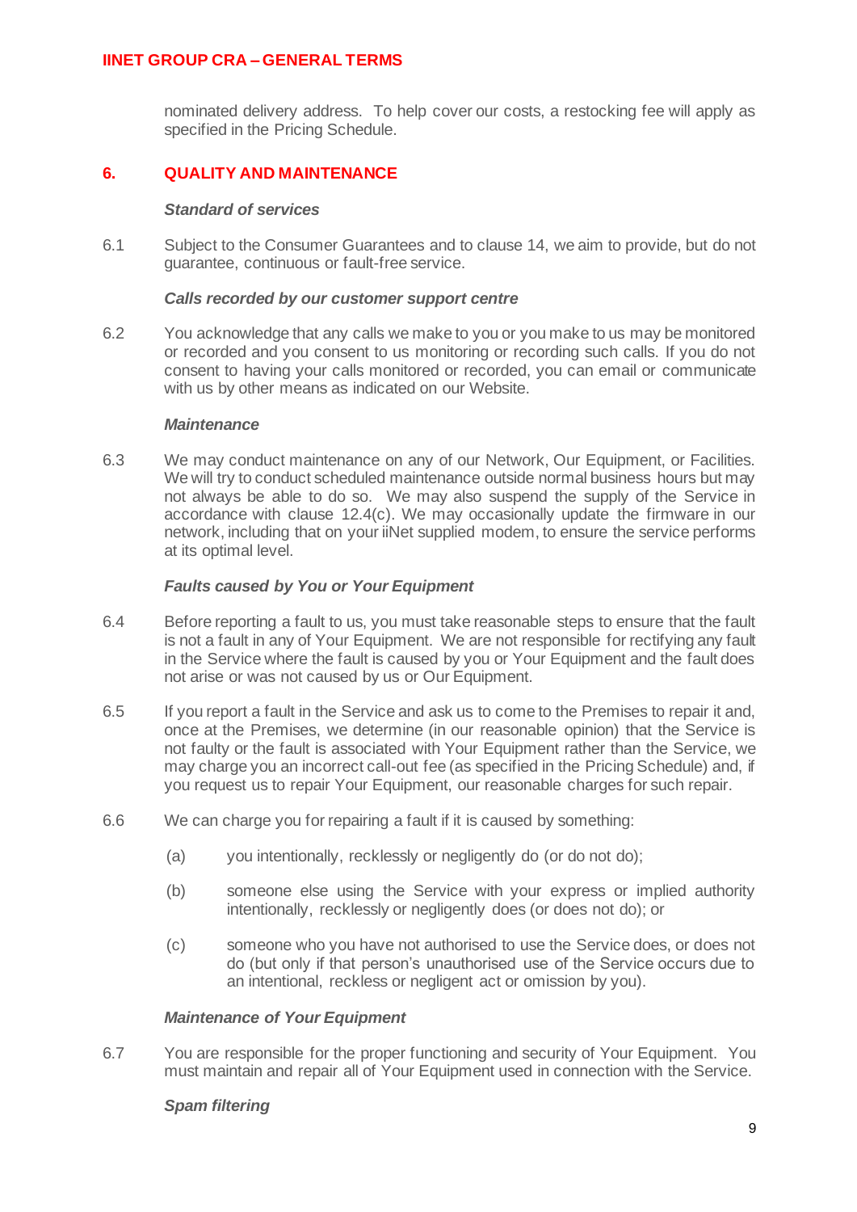nominated delivery address. To help cover our costs, a restocking fee will apply as specified in the Pricing Schedule.

## 6. QUALITY AND MAINTENANCE

***Standard of services***

6.1 Subject to the Consumer Guarantees and to clause 14, we aim to provide, but do not guarantee, continuous or fault-free service.

***Calls recorded by our customer support centre***

6.2 You acknowledge that any calls we make to you or you make to us may be monitored or recorded and you consent to us monitoring or recording such calls. If you do not consent to having your calls monitored or recorded, you can email or communicate with us by other means as indicated on our Website.

***Maintenance***

6.3 We may conduct maintenance on any of our Network, Our Equipment, or Facilities. We will try to conduct scheduled maintenance outside normal business hours but may not always be able to do so. We may also suspend the supply of the Service in accordance with clause 12.4(c). We may occasionally update the firmware in our network, including that on your iiNet supplied modem, to ensure the service performs at its optimal level.

***Faults caused by You or Your Equipment***

6.4 Before reporting a fault to us, you must take reasonable steps to ensure that the fault is not a fault in any of Your Equipment. We are not responsible for rectifying any fault in the Service where the fault is caused by you or Your Equipment and the fault does not arise or was not caused by us or Our Equipment.

6.5 If you report a fault in the Service and ask us to come to the Premises to repair it and, once at the Premises, we determine (in our reasonable opinion) that the Service is not faulty or the fault is associated with Your Equipment rather than the Service, we may charge you an incorrect call-out fee (as specified in the Pricing Schedule) and, if you request us to repair Your Equipment, our reasonable charges for such repair.

6.6 We can charge you for repairing a fault if it is caused by something:

(a) you intentionally, recklessly or negligently do (or do not do);

(b) someone else using the Service with your express or implied authority intentionally, recklessly or negligently does (or does not do); or

(c) someone who you have not authorised to use the Service does, or does not do (but only if that person's unauthorised use of the Service occurs due to an intentional, reckless or negligent act or omission by you).

***Maintenance of Your Equipment***

6.7 You are responsible for the proper functioning and security of Your Equipment. You must maintain and repair all of Your Equipment used in connection with the Service.

***Spam filtering***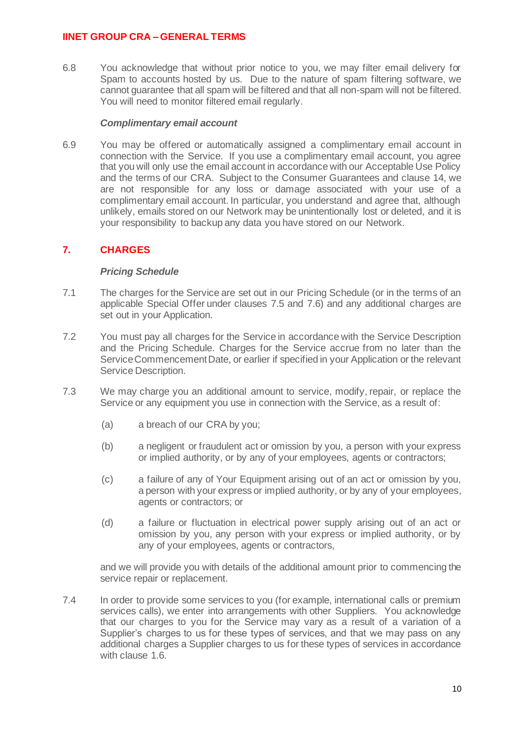6.8 You acknowledge that without prior notice to you, we may filter email delivery for Spam to accounts hosted by us. Due to the nature of spam filtering software, we cannot guarantee that all spam will be filtered and that all non-spam will not be filtered. You will need to monitor filtered email regularly.

***Complimentary email account***

6.9 You may be offered or automatically assigned a complimentary email account in connection with the Service. If you use a complimentary email account, you agree that you will only use the email account in accordance with our Acceptable Use Policy and the terms of our CRA. Subject to the Consumer Guarantees and clause 14, we are not responsible for any loss or damage associated with your use of a complimentary email account. In particular, you understand and agree that, although unlikely, emails stored on our Network may be unintentionally lost or deleted, and it is your responsibility to backup any data you have stored on our Network.

## 7. CHARGES

***Pricing Schedule***

7.1 The charges for the Service are set out in our Pricing Schedule (or in the terms of an applicable Special Offer under clauses 7.5 and 7.6) and any additional charges are set out in your Application.

7.2 You must pay all charges for the Service in accordance with the Service Description and the Pricing Schedule. Charges for the Service accrue from no later than the Service Commencement Date, or earlier if specified in your Application or the relevant Service Description.

7.3 We may charge you an additional amount to service, modify, repair, or replace the Service or any equipment you use in connection with the Service, as a result of:

(a) a breach of our CRA by you;

(b) a negligent or fraudulent act or omission by you, a person with your express or implied authority, or by any of your employees, agents or contractors;

(c) a failure of any of Your Equipment arising out of an act or omission by you, a person with your express or implied authority, or by any of your employees, agents or contractors; or

(d) a failure or fluctuation in electrical power supply arising out of an act or omission by you, any person with your express or implied authority, or by any of your employees, agents or contractors,

and we will provide you with details of the additional amount prior to commencing the service repair or replacement.

7.4 In order to provide some services to you (for example, international calls or premium services calls), we enter into arrangements with other Suppliers. You acknowledge that our charges to you for the Service may vary as a result of a variation of a Supplier's charges to us for these types of services, and that we may pass on any additional charges a Supplier charges to us for these types of services in accordance with clause 1.6.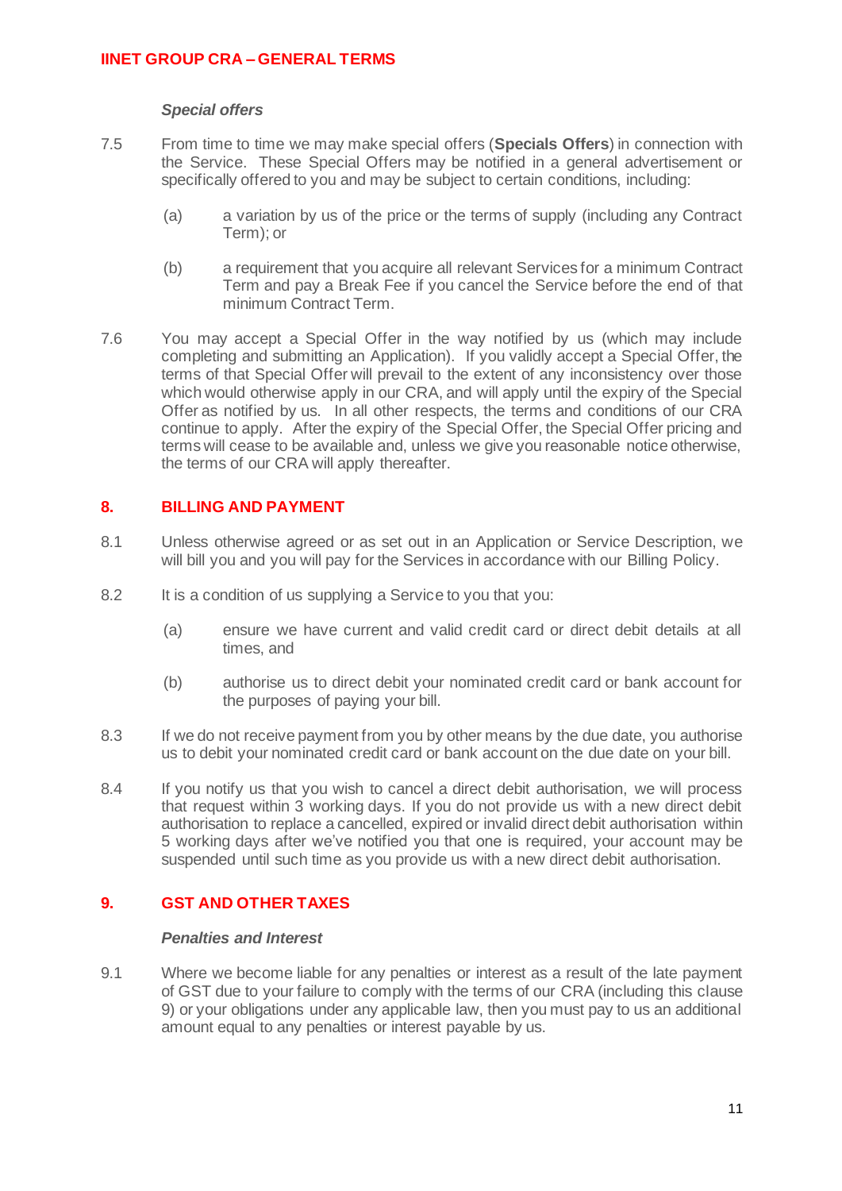### *Special offers*

7.5 From time to time we may make special offers (**Specials Offers**) in connection with the Service. These Special Offers may be notified in a general advertisement or specifically offered to you and may be subject to certain conditions, including:

(a) a variation by us of the price or the terms of supply (including any Contract Term); or

(b) a requirement that you acquire all relevant Services for a minimum Contract Term and pay a Break Fee if you cancel the Service before the end of that minimum Contract Term.

7.6 You may accept a Special Offer in the way notified by us (which may include completing and submitting an Application). If you validly accept a Special Offer, the terms of that Special Offer will prevail to the extent of any inconsistency over those which would otherwise apply in our CRA, and will apply until the expiry of the Special Offer as notified by us. In all other respects, the terms and conditions of our CRA continue to apply. After the expiry of the Special Offer, the Special Offer pricing and terms will cease to be available and, unless we give you reasonable notice otherwise, the terms of our CRA will apply thereafter.

## 8. BILLING AND PAYMENT

8.1 Unless otherwise agreed or as set out in an Application or Service Description, we will bill you and you will pay for the Services in accordance with our Billing Policy.

8.2 It is a condition of us supplying a Service to you that you:

(a) ensure we have current and valid credit card or direct debit details at all times, and

(b) authorise us to direct debit your nominated credit card or bank account for the purposes of paying your bill.

8.3 If we do not receive payment from you by other means by the due date, you authorise us to debit your nominated credit card or bank account on the due date on your bill.

8.4 If you notify us that you wish to cancel a direct debit authorisation, we will process that request within 3 working days. If you do not provide us with a new direct debit authorisation to replace a cancelled, expired or invalid direct debit authorisation within 5 working days after we've notified you that one is required, your account may be suspended until such time as you provide us with a new direct debit authorisation.

## 9. GST AND OTHER TAXES

### *Penalties and Interest*

9.1 Where we become liable for any penalties or interest as a result of the late payment of GST due to your failure to comply with the terms of our CRA (including this clause 9) or your obligations under any applicable law, then you must pay to us an additional amount equal to any penalties or interest payable by us.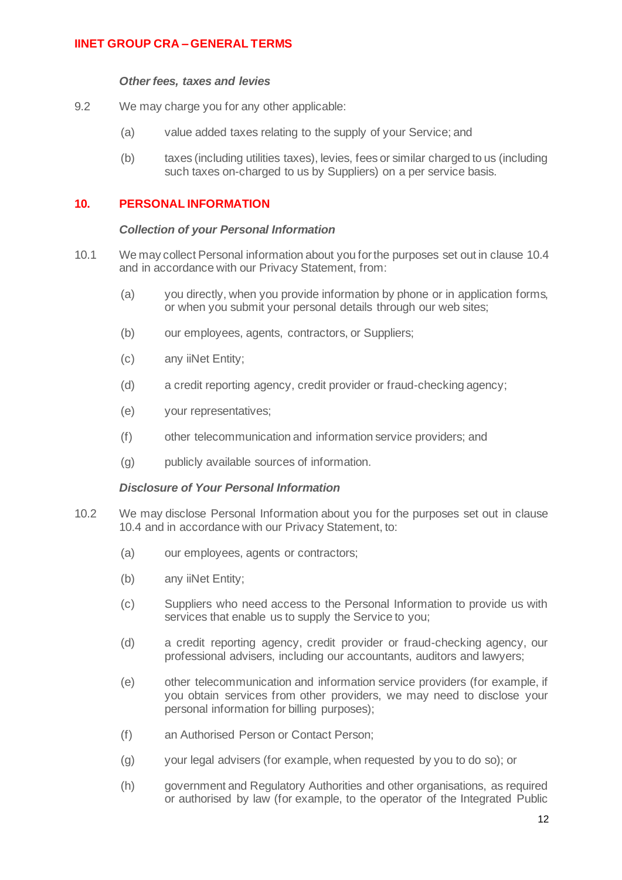*Other fees, taxes and levies*

9.2 We may charge you for any other applicable:

(a) value added taxes relating to the supply of your Service; and

(b) taxes (including utilities taxes), levies, fees or similar charged to us (including such taxes on-charged to us by Suppliers) on a per service basis.

## 10. PERSONAL INFORMATION

*Collection of your Personal Information*

10.1 We may collect Personal information about you for the purposes set out in clause 10.4 and in accordance with our Privacy Statement, from:

(a) you directly, when you provide information by phone or in application forms, or when you submit your personal details through our web sites;

(b) our employees, agents, contractors, or Suppliers;

(c) any iiNet Entity;

(d) a credit reporting agency, credit provider or fraud-checking agency;

(e) your representatives;

(f) other telecommunication and information service providers; and

(g) publicly available sources of information.

*Disclosure of Your Personal Information*

10.2 We may disclose Personal Information about you for the purposes set out in clause 10.4 and in accordance with our Privacy Statement, to:

(a) our employees, agents or contractors;

(b) any iiNet Entity;

(c) Suppliers who need access to the Personal Information to provide us with services that enable us to supply the Service to you;

(d) a credit reporting agency, credit provider or fraud-checking agency, our professional advisers, including our accountants, auditors and lawyers;

(e) other telecommunication and information service providers (for example, if you obtain services from other providers, we may need to disclose your personal information for billing purposes);

(f) an Authorised Person or Contact Person;

(g) your legal advisers (for example, when requested by you to do so); or

(h) government and Regulatory Authorities and other organisations, as required or authorised by law (for example, to the operator of the Integrated Public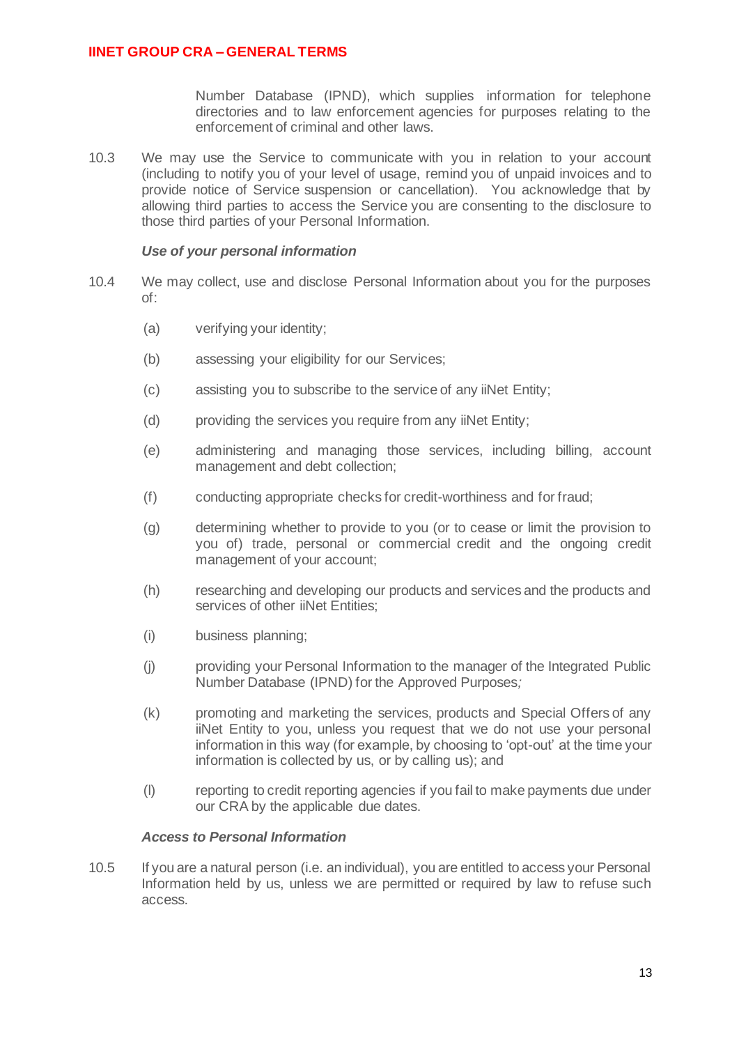Number Database (IPND), which supplies information for telephone directories and to law enforcement agencies for purposes relating to the enforcement of criminal and other laws.

10.3 We may use the Service to communicate with you in relation to your account (including to notify you of your level of usage, remind you of unpaid invoices and to provide notice of Service suspension or cancellation). You acknowledge that by allowing third parties to access the Service you are consenting to the disclosure to those third parties of your Personal Information.

***Use of your personal information***

10.4 We may collect, use and disclose Personal Information about you for the purposes of:

(a) verifying your identity;

(b) assessing your eligibility for our Services;

(c) assisting you to subscribe to the service of any iiNet Entity;

(d) providing the services you require from any iiNet Entity;

(e) administering and managing those services, including billing, account management and debt collection;

(f) conducting appropriate checks for credit-worthiness and for fraud;

(g) determining whether to provide to you (or to cease or limit the provision to you of) trade, personal or commercial credit and the ongoing credit management of your account;

(h) researching and developing our products and services and the products and services of other iiNet Entities;

(i) business planning;

(j) providing your Personal Information to the manager of the Integrated Public Number Database (IPND) for the Approved Purposes*;*

(k) promoting and marketing the services, products and Special Offers of any iiNet Entity to you, unless you request that we do not use your personal information in this way (for example, by choosing to 'opt-out' at the time your information is collected by us, or by calling us); and

(l) reporting to credit reporting agencies if you fail to make payments due under our CRA by the applicable due dates.

***Access to Personal Information***

10.5 If you are a natural person (i.e. an individual), you are entitled to access your Personal Information held by us, unless we are permitted or required by law to refuse such access.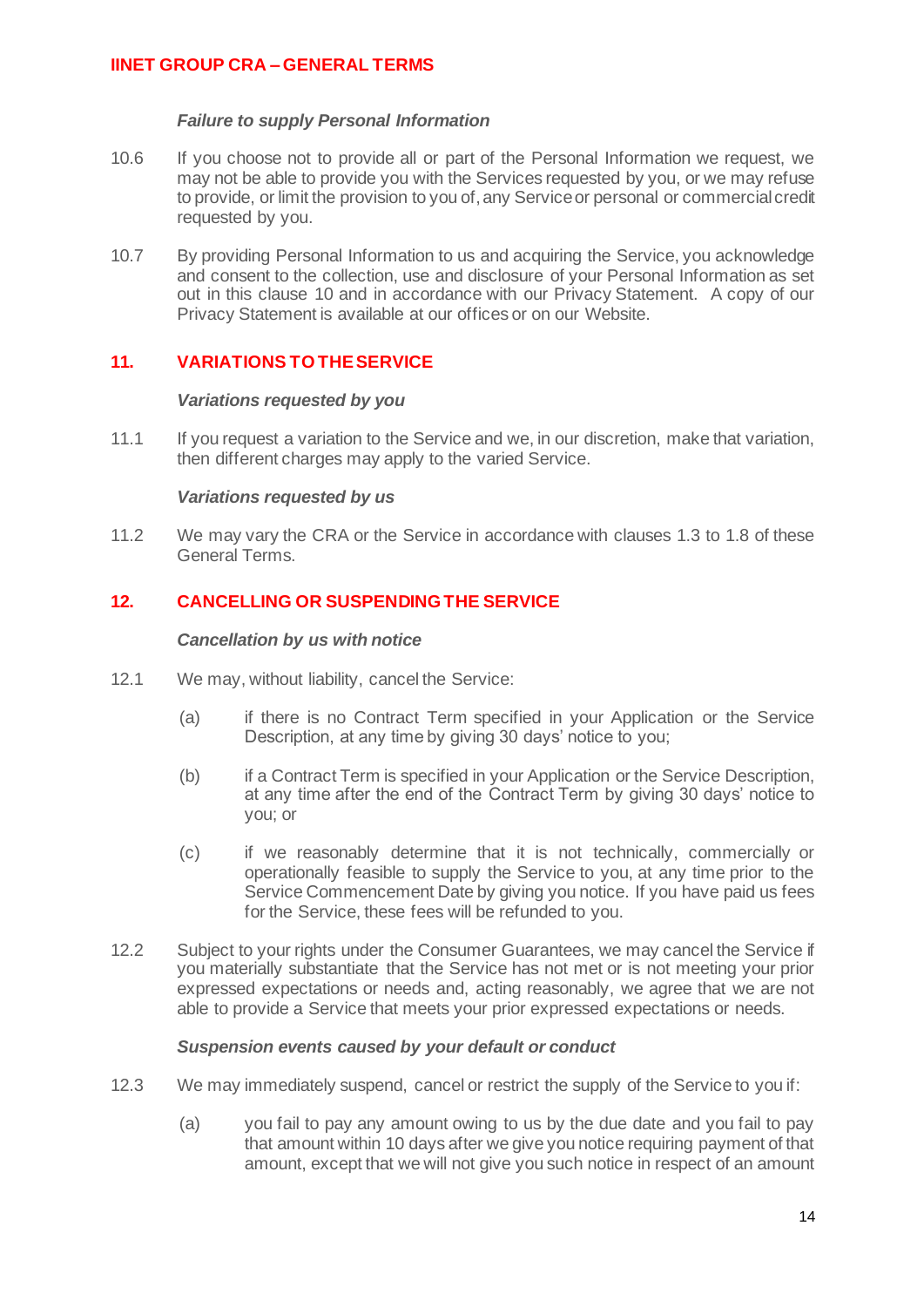#### *Failure to supply Personal Information*

10.6 If you choose not to provide all or part of the Personal Information we request, we may not be able to provide you with the Services requested by you, or we may refuse to provide, or limit the provision to you of, any Service or personal or commercial credit requested by you.

10.7 By providing Personal Information to us and acquiring the Service, you acknowledge and consent to the collection, use and disclosure of your Personal Information as set out in this clause 10 and in accordance with our Privacy Statement. A copy of our Privacy Statement is available at our offices or on our Website.

## 11. VARIATIONS TO THE SERVICE

#### *Variations requested by you*

11.1 If you request a variation to the Service and we, in our discretion, make that variation, then different charges may apply to the varied Service.

#### *Variations requested by us*

11.2 We may vary the CRA or the Service in accordance with clauses 1.3 to 1.8 of these General Terms.

## 12. CANCELLING OR SUSPENDING THE SERVICE

#### *Cancellation by us with notice*

12.1 We may, without liability, cancel the Service:

(a) if there is no Contract Term specified in your Application or the Service Description, at any time by giving 30 days' notice to you;

(b) if a Contract Term is specified in your Application or the Service Description, at any time after the end of the Contract Term by giving 30 days' notice to you; or

(c) if we reasonably determine that it is not technically, commercially or operationally feasible to supply the Service to you, at any time prior to the Service Commencement Date by giving you notice. If you have paid us fees for the Service, these fees will be refunded to you.

12.2 Subject to your rights under the Consumer Guarantees, we may cancel the Service if you materially substantiate that the Service has not met or is not meeting your prior expressed expectations or needs and, acting reasonably, we agree that we are not able to provide a Service that meets your prior expressed expectations or needs.

#### *Suspension events caused by your default or conduct*

12.3 We may immediately suspend, cancel or restrict the supply of the Service to you if:

(a) you fail to pay any amount owing to us by the due date and you fail to pay that amount within 10 days after we give you notice requiring payment of that amount, except that we will not give you such notice in respect of an amount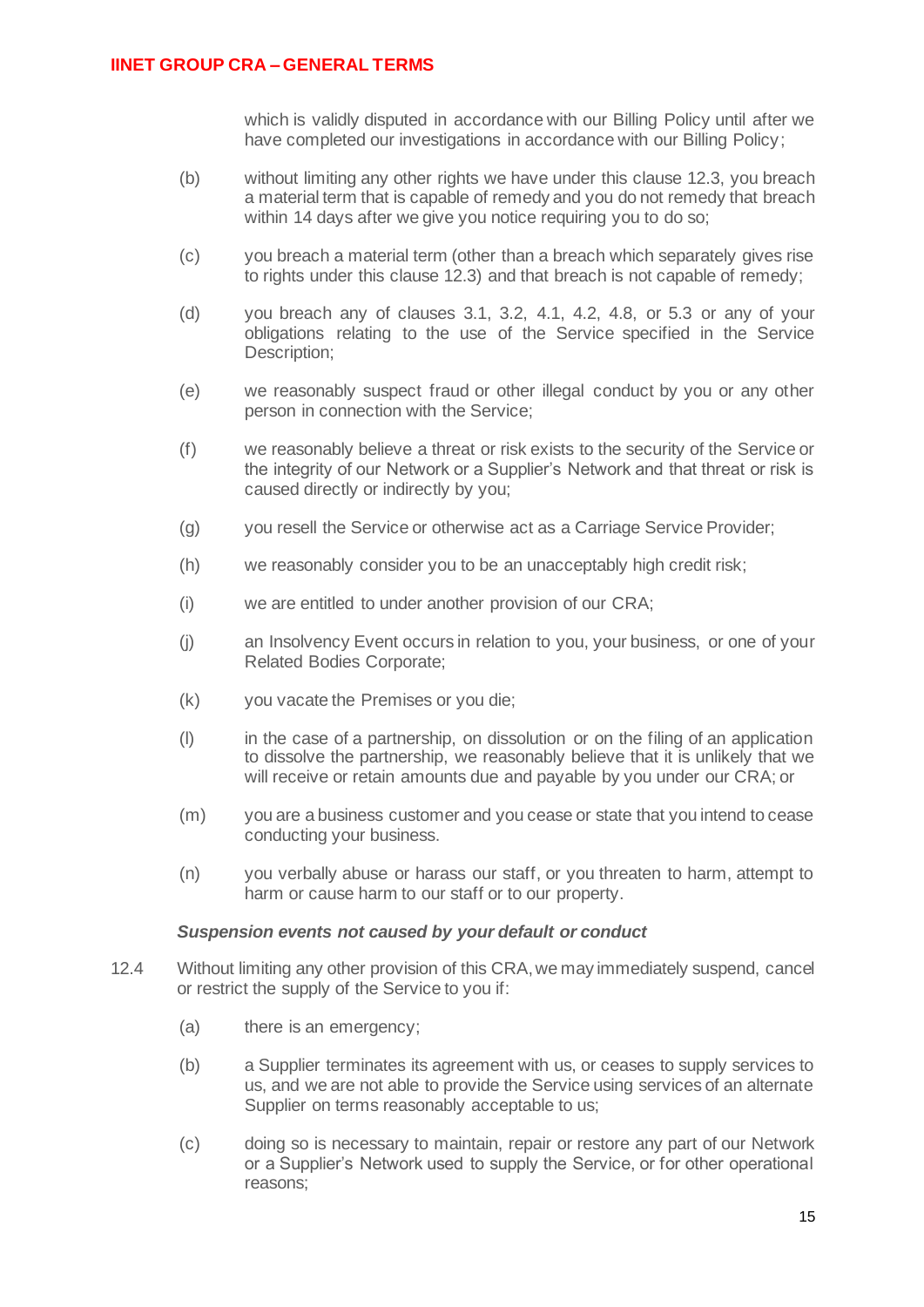which is validly disputed in accordance with our Billing Policy until after we have completed our investigations in accordance with our Billing Policy;

(b) without limiting any other rights we have under this clause 12.3, you breach a material term that is capable of remedy and you do not remedy that breach within 14 days after we give you notice requiring you to do so;

(c) you breach a material term (other than a breach which separately gives rise to rights under this clause 12.3) and that breach is not capable of remedy;

(d) you breach any of clauses 3.1, 3.2, 4.1, 4.2, 4.8, or 5.3 or any of your obligations relating to the use of the Service specified in the Service Description;

(e) we reasonably suspect fraud or other illegal conduct by you or any other person in connection with the Service;

(f) we reasonably believe a threat or risk exists to the security of the Service or the integrity of our Network or a Supplier's Network and that threat or risk is caused directly or indirectly by you;

(g) you resell the Service or otherwise act as a Carriage Service Provider;

(h) we reasonably consider you to be an unacceptably high credit risk;

(i) we are entitled to under another provision of our CRA;

(j) an Insolvency Event occurs in relation to you, your business, or one of your Related Bodies Corporate;

(k) you vacate the Premises or you die;

(l) in the case of a partnership, on dissolution or on the filing of an application to dissolve the partnership, we reasonably believe that it is unlikely that we will receive or retain amounts due and payable by you under our CRA; or

(m) you are a business customer and you cease or state that you intend to cease conducting your business.

(n) you verbally abuse or harass our staff, or you threaten to harm, attempt to harm or cause harm to our staff or to our property.

***Suspension events not caused by your default or conduct***

12.4 Without limiting any other provision of this CRA, we may immediately suspend, cancel or restrict the supply of the Service to you if:

(a) there is an emergency;

(b) a Supplier terminates its agreement with us, or ceases to supply services to us, and we are not able to provide the Service using services of an alternate Supplier on terms reasonably acceptable to us;

(c) doing so is necessary to maintain, repair or restore any part of our Network or a Supplier's Network used to supply the Service, or for other operational reasons;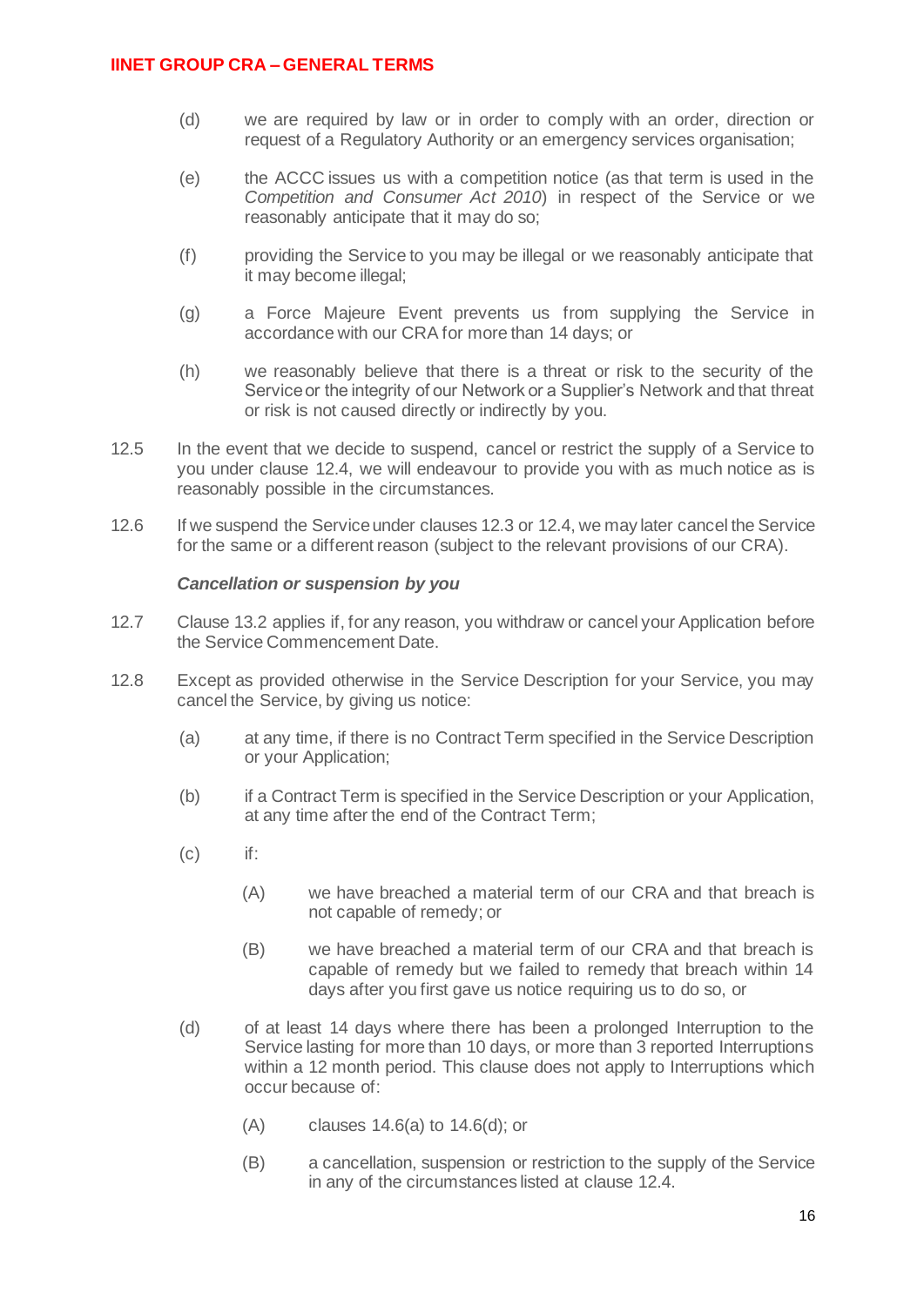(d) we are required by law or in order to comply with an order, direction or request of a Regulatory Authority or an emergency services organisation;

(e) the ACCC issues us with a competition notice (as that term is used in the *Competition and Consumer Act 2010*) in respect of the Service or we reasonably anticipate that it may do so;

(f) providing the Service to you may be illegal or we reasonably anticipate that it may become illegal;

(g) a Force Majeure Event prevents us from supplying the Service in accordance with our CRA for more than 14 days; or

(h) we reasonably believe that there is a threat or risk to the security of the Service or the integrity of our Network or a Supplier's Network and that threat or risk is not caused directly or indirectly by you.

12.5 In the event that we decide to suspend, cancel or restrict the supply of a Service to you under clause 12.4, we will endeavour to provide you with as much notice as is reasonably possible in the circumstances.

12.6 If we suspend the Service under clauses 12.3 or 12.4, we may later cancel the Service for the same or a different reason (subject to the relevant provisions of our CRA).

***Cancellation or suspension by you***

12.7 Clause 13.2 applies if, for any reason, you withdraw or cancel your Application before the Service Commencement Date.

12.8 Except as provided otherwise in the Service Description for your Service, you may cancel the Service, by giving us notice:

(a) at any time, if there is no Contract Term specified in the Service Description or your Application;

(b) if a Contract Term is specified in the Service Description or your Application, at any time after the end of the Contract Term;

(c) if:

(A) we have breached a material term of our CRA and that breach is not capable of remedy; or

(B) we have breached a material term of our CRA and that breach is capable of remedy but we failed to remedy that breach within 14 days after you first gave us notice requiring us to do so, or

(d) of at least 14 days where there has been a prolonged Interruption to the Service lasting for more than 10 days, or more than 3 reported Interruptions within a 12 month period. This clause does not apply to Interruptions which occur because of:

(A) clauses 14.6(a) to 14.6(d); or

(B) a cancellation, suspension or restriction to the supply of the Service in any of the circumstances listed at clause 12.4.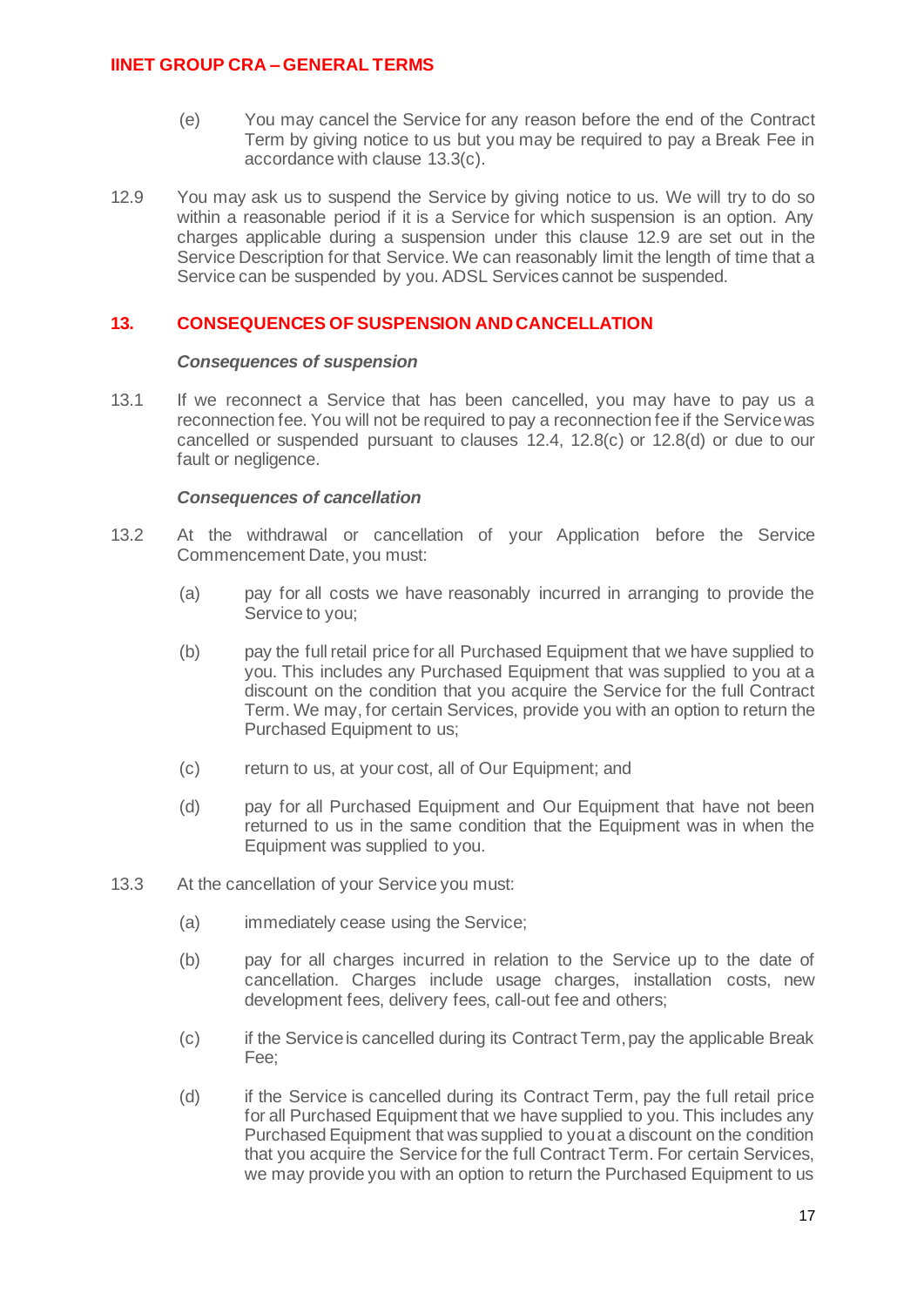(e) You may cancel the Service for any reason before the end of the Contract Term by giving notice to us but you may be required to pay a Break Fee in accordance with clause 13.3(c).

12.9 You may ask us to suspend the Service by giving notice to us. We will try to do so within a reasonable period if it is a Service for which suspension is an option. Any charges applicable during a suspension under this clause 12.9 are set out in the Service Description for that Service. We can reasonably limit the length of time that a Service can be suspended by you. ADSL Services cannot be suspended.

## 13. CONSEQUENCES OF SUSPENSION AND CANCELLATION

***Consequences of suspension***

13.1 If we reconnect a Service that has been cancelled, you may have to pay us a reconnection fee. You will not be required to pay a reconnection fee if the Service was cancelled or suspended pursuant to clauses 12.4, 12.8(c) or 12.8(d) or due to our fault or negligence.

***Consequences of cancellation***

13.2 At the withdrawal or cancellation of your Application before the Service Commencement Date, you must:

(a) pay for all costs we have reasonably incurred in arranging to provide the Service to you;

(b) pay the full retail price for all Purchased Equipment that we have supplied to you. This includes any Purchased Equipment that was supplied to you at a discount on the condition that you acquire the Service for the full Contract Term. We may, for certain Services, provide you with an option to return the Purchased Equipment to us;

(c) return to us, at your cost, all of Our Equipment; and

(d) pay for all Purchased Equipment and Our Equipment that have not been returned to us in the same condition that the Equipment was in when the Equipment was supplied to you.

13.3 At the cancellation of your Service you must:

(a) immediately cease using the Service;

(b) pay for all charges incurred in relation to the Service up to the date of cancellation. Charges include usage charges, installation costs, new development fees, delivery fees, call-out fee and others;

(c) if the Service is cancelled during its Contract Term, pay the applicable Break Fee;

(d) if the Service is cancelled during its Contract Term, pay the full retail price for all Purchased Equipment that we have supplied to you. This includes any Purchased Equipment that was supplied to you at a discount on the condition that you acquire the Service for the full Contract Term. For certain Services, we may provide you with an option to return the Purchased Equipment to us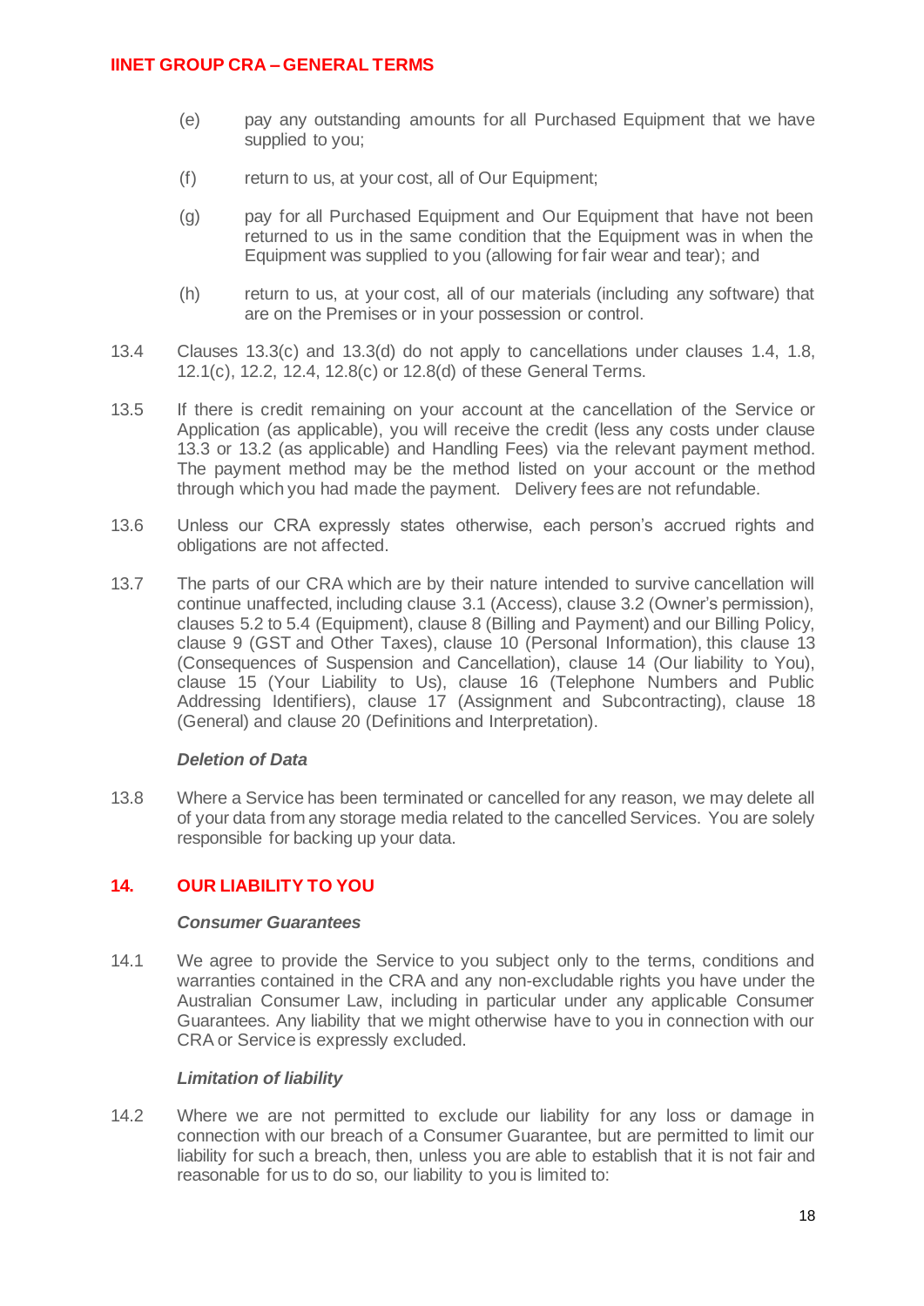(e) pay any outstanding amounts for all Purchased Equipment that we have supplied to you;

(f) return to us, at your cost, all of Our Equipment;

(g) pay for all Purchased Equipment and Our Equipment that have not been returned to us in the same condition that the Equipment was in when the Equipment was supplied to you (allowing for fair wear and tear); and

(h) return to us, at your cost, all of our materials (including any software) that are on the Premises or in your possession or control.

13.4 Clauses 13.3(c) and 13.3(d) do not apply to cancellations under clauses 1.4, 1.8, 12.1(c), 12.2, 12.4, 12.8(c) or 12.8(d) of these General Terms.

13.5 If there is credit remaining on your account at the cancellation of the Service or Application (as applicable), you will receive the credit (less any costs under clause 13.3 or 13.2 (as applicable) and Handling Fees) via the relevant payment method. The payment method may be the method listed on your account or the method through which you had made the payment. Delivery fees are not refundable.

13.6 Unless our CRA expressly states otherwise, each person's accrued rights and obligations are not affected.

13.7 The parts of our CRA which are by their nature intended to survive cancellation will continue unaffected, including clause 3.1 (Access), clause 3.2 (Owner's permission), clauses 5.2 to 5.4 (Equipment), clause 8 (Billing and Payment) and our Billing Policy, clause 9 (GST and Other Taxes), clause 10 (Personal Information), this clause 13 (Consequences of Suspension and Cancellation), clause 14 (Our liability to You), clause 15 (Your Liability to Us), clause 16 (Telephone Numbers and Public Addressing Identifiers), clause 17 (Assignment and Subcontracting), clause 18 (General) and clause 20 (Definitions and Interpretation).

***Deletion of Data***

13.8 Where a Service has been terminated or cancelled for any reason, we may delete all of your data from any storage media related to the cancelled Services. You are solely responsible for backing up your data.

## 14. OUR LIABILITY TO YOU

***Consumer Guarantees***

14.1 We agree to provide the Service to you subject only to the terms, conditions and warranties contained in the CRA and any non-excludable rights you have under the Australian Consumer Law, including in particular under any applicable Consumer Guarantees. Any liability that we might otherwise have to you in connection with our CRA or Service is expressly excluded.

***Limitation of liability***

14.2 Where we are not permitted to exclude our liability for any loss or damage in connection with our breach of a Consumer Guarantee, but are permitted to limit our liability for such a breach, then, unless you are able to establish that it is not fair and reasonable for us to do so, our liability to you is limited to: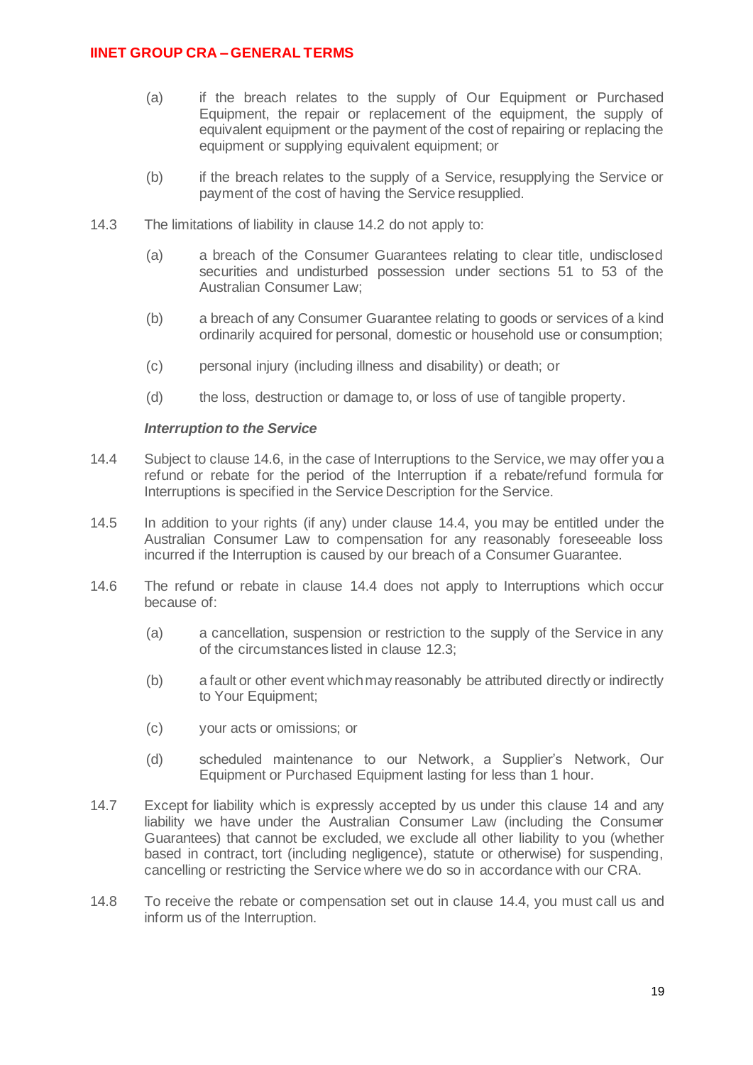(a) if the breach relates to the supply of Our Equipment or Purchased Equipment, the repair or replacement of the equipment, the supply of equivalent equipment or the payment of the cost of repairing or replacing the equipment or supplying equivalent equipment; or

(b) if the breach relates to the supply of a Service, resupplying the Service or payment of the cost of having the Service resupplied.

14.3 The limitations of liability in clause 14.2 do not apply to:

(a) a breach of the Consumer Guarantees relating to clear title, undisclosed securities and undisturbed possession under sections 51 to 53 of the Australian Consumer Law;

(b) a breach of any Consumer Guarantee relating to goods or services of a kind ordinarily acquired for personal, domestic or household use or consumption;

(c) personal injury (including illness and disability) or death; or

(d) the loss, destruction or damage to, or loss of use of tangible property.

***Interruption to the Service***

14.4 Subject to clause 14.6, in the case of Interruptions to the Service, we may offer you a refund or rebate for the period of the Interruption if a rebate/refund formula for Interruptions is specified in the Service Description for the Service.

14.5 In addition to your rights (if any) under clause 14.4, you may be entitled under the Australian Consumer Law to compensation for any reasonably foreseeable loss incurred if the Interruption is caused by our breach of a Consumer Guarantee.

14.6 The refund or rebate in clause 14.4 does not apply to Interruptions which occur because of:

(a) a cancellation, suspension or restriction to the supply of the Service in any of the circumstances listed in clause 12.3;

(b) a fault or other event which may reasonably be attributed directly or indirectly to Your Equipment;

(c) your acts or omissions; or

(d) scheduled maintenance to our Network, a Supplier's Network, Our Equipment or Purchased Equipment lasting for less than 1 hour.

14.7 Except for liability which is expressly accepted by us under this clause 14 and any liability we have under the Australian Consumer Law (including the Consumer Guarantees) that cannot be excluded, we exclude all other liability to you (whether based in contract, tort (including negligence), statute or otherwise) for suspending, cancelling or restricting the Service where we do so in accordance with our CRA.

14.8 To receive the rebate or compensation set out in clause 14.4, you must call us and inform us of the Interruption.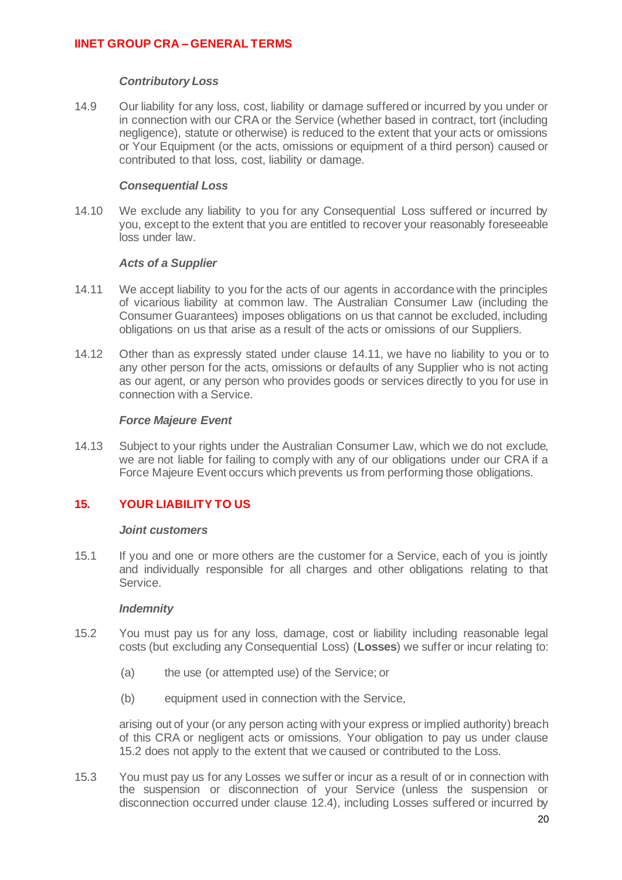***Contributory Loss***

14.9 Our liability for any loss, cost, liability or damage suffered or incurred by you under or in connection with our CRA or the Service (whether based in contract, tort (including negligence), statute or otherwise) is reduced to the extent that your acts or omissions or Your Equipment (or the acts, omissions or equipment of a third person) caused or contributed to that loss, cost, liability or damage.

***Consequential Loss***

14.10 We exclude any liability to you for any Consequential Loss suffered or incurred by you, except to the extent that you are entitled to recover your reasonably foreseeable loss under law.

***Acts of a Supplier***

14.11 We accept liability to you for the acts of our agents in accordance with the principles of vicarious liability at common law. The Australian Consumer Law (including the Consumer Guarantees) imposes obligations on us that cannot be excluded, including obligations on us that arise as a result of the acts or omissions of our Suppliers.

14.12 Other than as expressly stated under clause 14.11, we have no liability to you or to any other person for the acts, omissions or defaults of any Supplier who is not acting as our agent, or any person who provides goods or services directly to you for use in connection with a Service.

***Force Majeure Event***

14.13 Subject to your rights under the Australian Consumer Law, which we do not exclude, we are not liable for failing to comply with any of our obligations under our CRA if a Force Majeure Event occurs which prevents us from performing those obligations.

## 15. YOUR LIABILITY TO US

***Joint customers***

15.1 If you and one or more others are the customer for a Service, each of you is jointly and individually responsible for all charges and other obligations relating to that Service.

***Indemnity***

15.2 You must pay us for any loss, damage, cost or liability including reasonable legal costs (but excluding any Consequential Loss) (**Losses**) we suffer or incur relating to:

(a) the use (or attempted use) of the Service; or

(b) equipment used in connection with the Service,

arising out of your (or any person acting with your express or implied authority) breach of this CRA or negligent acts or omissions. Your obligation to pay us under clause 15.2 does not apply to the extent that we caused or contributed to the Loss.

15.3 You must pay us for any Losses we suffer or incur as a result of or in connection with the suspension or disconnection of your Service (unless the suspension or disconnection occurred under clause 12.4), including Losses suffered or incurred by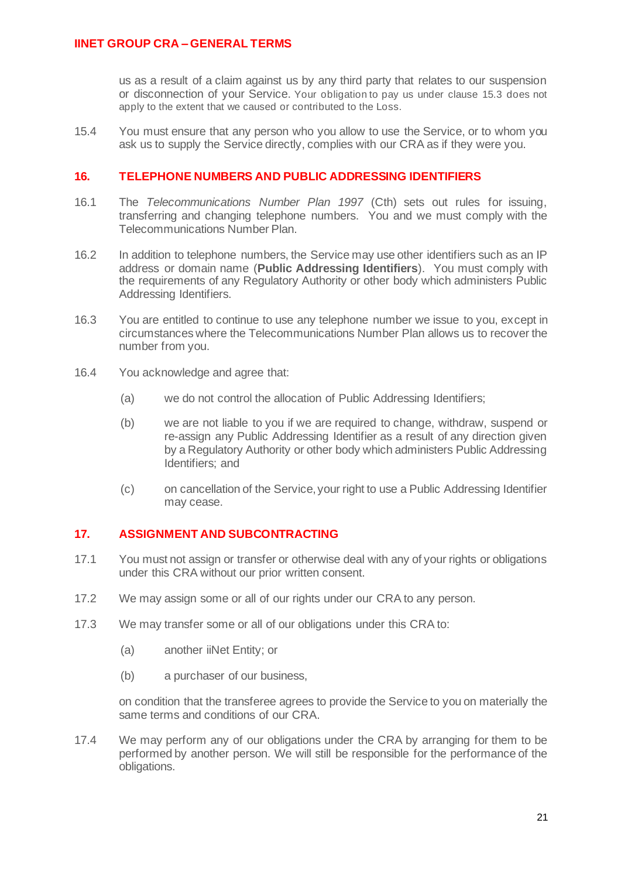us as a result of a claim against us by any third party that relates to our suspension or disconnection of your Service. Your obligation to pay us under clause 15.3 does not apply to the extent that we caused or contributed to the Loss.

15.4 You must ensure that any person who you allow to use the Service, or to whom you ask us to supply the Service directly, complies with our CRA as if they were you.

## 16. TELEPHONE NUMBERS AND PUBLIC ADDRESSING IDENTIFIERS

16.1 The *Telecommunications Number Plan 1997* (Cth) sets out rules for issuing, transferring and changing telephone numbers. You and we must comply with the Telecommunications Number Plan.

16.2 In addition to telephone numbers, the Service may use other identifiers such as an IP address or domain name (**Public Addressing Identifiers**). You must comply with the requirements of any Regulatory Authority or other body which administers Public Addressing Identifiers.

16.3 You are entitled to continue to use any telephone number we issue to you, except in circumstances where the Telecommunications Number Plan allows us to recover the number from you.

16.4 You acknowledge and agree that:

- (a) we do not control the allocation of Public Addressing Identifiers;
- (b) we are not liable to you if we are required to change, withdraw, suspend or re-assign any Public Addressing Identifier as a result of any direction given by a Regulatory Authority or other body which administers Public Addressing Identifiers; and
- (c) on cancellation of the Service, your right to use a Public Addressing Identifier may cease.

## 17. ASSIGNMENT AND SUBCONTRACTING

17.1 You must not assign or transfer or otherwise deal with any of your rights or obligations under this CRA without our prior written consent.

17.2 We may assign some or all of our rights under our CRA to any person.

17.3 We may transfer some or all of our obligations under this CRA to:

- (a) another iiNet Entity; or
- (b) a purchaser of our business,

on condition that the transferee agrees to provide the Service to you on materially the same terms and conditions of our CRA.

17.4 We may perform any of our obligations under the CRA by arranging for them to be performed by another person. We will still be responsible for the performance of the obligations.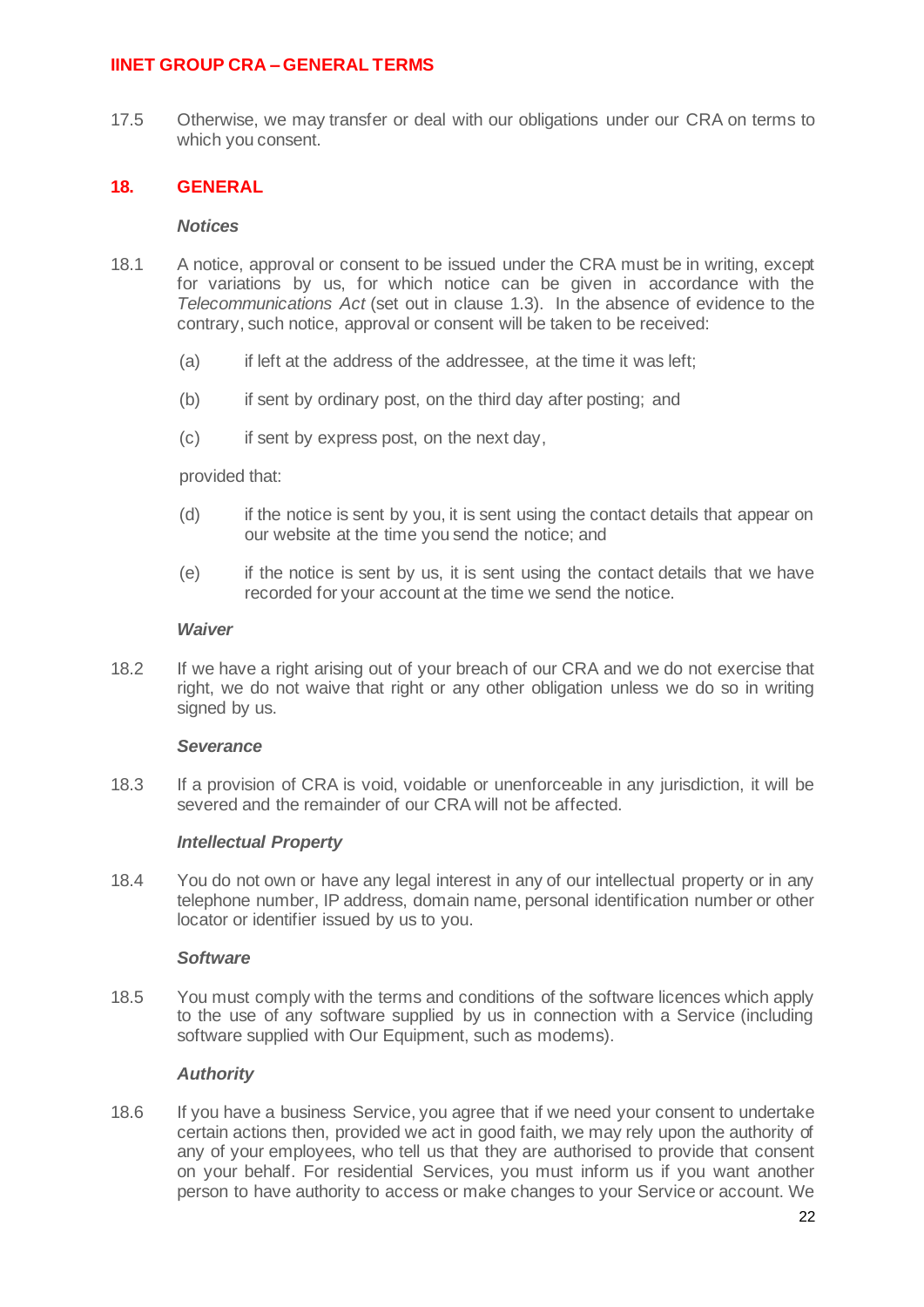17.5 Otherwise, we may transfer or deal with our obligations under our CRA on terms to which you consent.

## 18. GENERAL

### *Notices*

18.1 A notice, approval or consent to be issued under the CRA must be in writing, except for variations by us, for which notice can be given in accordance with the *Telecommunications Act* (set out in clause 1.3). In the absence of evidence to the contrary, such notice, approval or consent will be taken to be received:

(a) if left at the address of the addressee, at the time it was left;

(b) if sent by ordinary post, on the third day after posting; and

(c) if sent by express post, on the next day,

provided that:

(d) if the notice is sent by you, it is sent using the contact details that appear on our website at the time you send the notice; and

(e) if the notice is sent by us, it is sent using the contact details that we have recorded for your account at the time we send the notice.

### *Waiver*

18.2 If we have a right arising out of your breach of our CRA and we do not exercise that right, we do not waive that right or any other obligation unless we do so in writing signed by us.

### *Severance*

18.3 If a provision of CRA is void, voidable or unenforceable in any jurisdiction, it will be severed and the remainder of our CRA will not be affected.

### *Intellectual Property*

18.4 You do not own or have any legal interest in any of our intellectual property or in any telephone number, IP address, domain name, personal identification number or other locator or identifier issued by us to you.

### *Software*

18.5 You must comply with the terms and conditions of the software licences which apply to the use of any software supplied by us in connection with a Service (including software supplied with Our Equipment, such as modems).

### *Authority*

18.6 If you have a business Service, you agree that if we need your consent to undertake certain actions then, provided we act in good faith, we may rely upon the authority of any of your employees, who tell us that they are authorised to provide that consent on your behalf. For residential Services, you must inform us if you want another person to have authority to access or make changes to your Service or account. We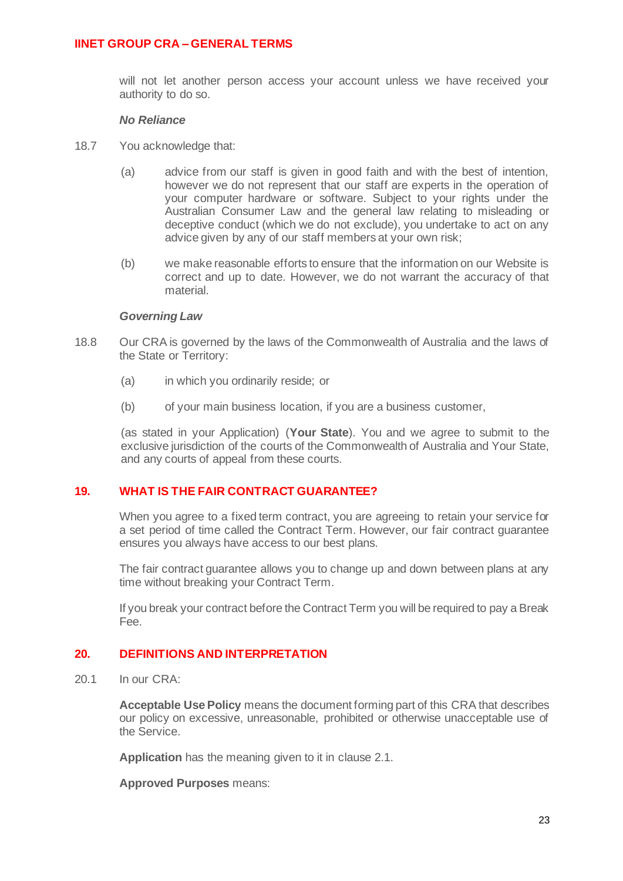will not let another person access your account unless we have received your authority to do so.

***No Reliance***

18.7 You acknowledge that:

(a) advice from our staff is given in good faith and with the best of intention, however we do not represent that our staff are experts in the operation of your computer hardware or software. Subject to your rights under the Australian Consumer Law and the general law relating to misleading or deceptive conduct (which we do not exclude), you undertake to act on any advice given by any of our staff members at your own risk;

(b) we make reasonable efforts to ensure that the information on our Website is correct and up to date. However, we do not warrant the accuracy of that material.

***Governing Law***

18.8 Our CRA is governed by the laws of the Commonwealth of Australia and the laws of the State or Territory:

(a) in which you ordinarily reside; or

(b) of your main business location, if you are a business customer,

(as stated in your Application) (**Your State**). You and we agree to submit to the exclusive jurisdiction of the courts of the Commonwealth of Australia and Your State, and any courts of appeal from these courts.

## 19. WHAT IS THE FAIR CONTRACT GUARANTEE?

When you agree to a fixed term contract, you are agreeing to retain your service for a set period of time called the Contract Term. However, our fair contract guarantee ensures you always have access to our best plans.

The fair contract guarantee allows you to change up and down between plans at any time without breaking your Contract Term.

If you break your contract before the Contract Term you will be required to pay a Break Fee.

## 20. DEFINITIONS AND INTERPRETATION

20.1 In our CRA:

**Acceptable Use Policy** means the document forming part of this CRA that describes our policy on excessive, unreasonable, prohibited or otherwise unacceptable use of the Service.

**Application** has the meaning given to it in clause 2.1.

**Approved Purposes** means: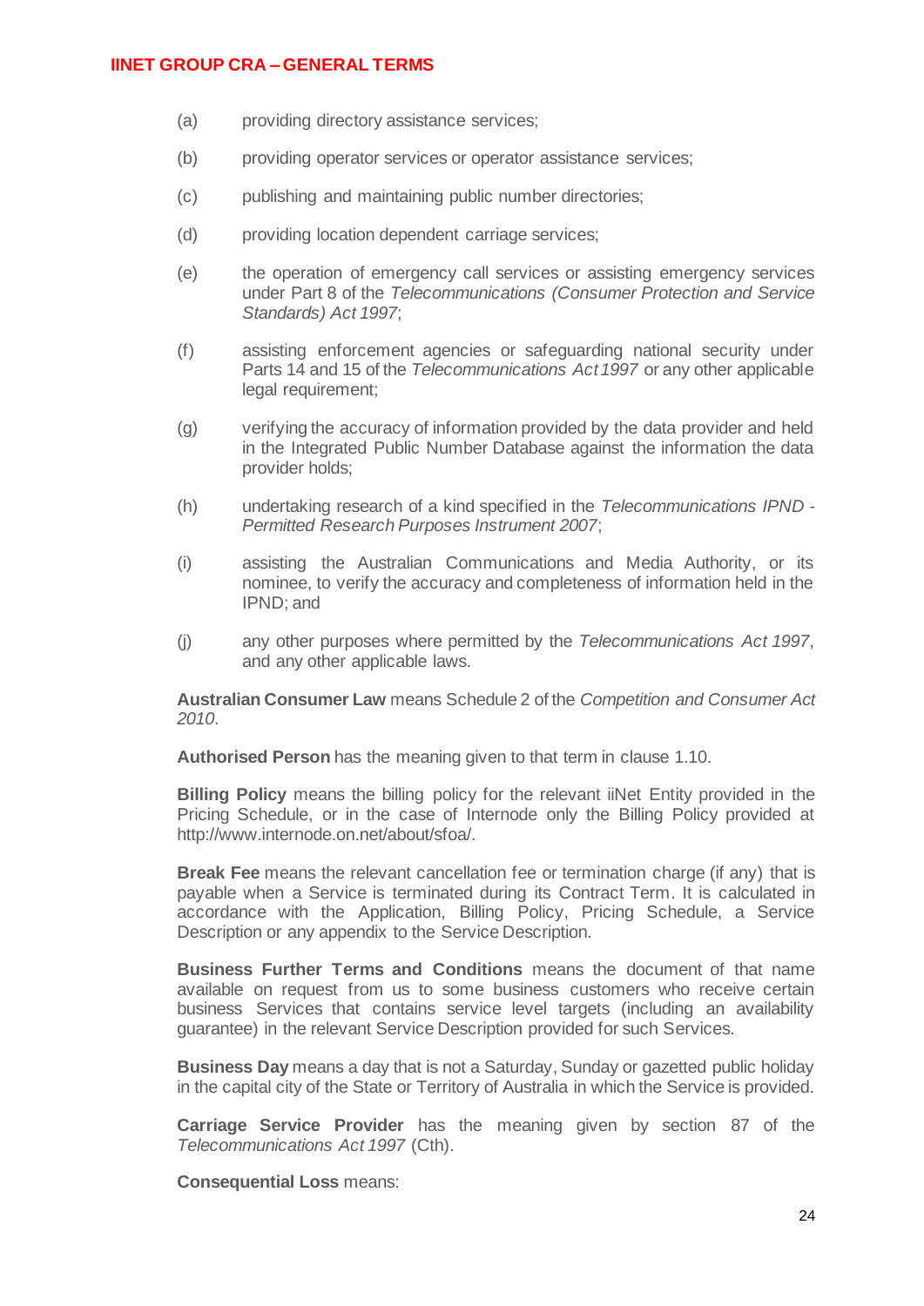(a) providing directory assistance services;

(b) providing operator services or operator assistance services;

(c) publishing and maintaining public number directories;

(d) providing location dependent carriage services;

(e) the operation of emergency call services or assisting emergency services under Part 8 of the *Telecommunications (Consumer Protection and Service Standards) Act 1997*;

(f) assisting enforcement agencies or safeguarding national security under Parts 14 and 15 of the *Telecommunications Act 1997* or any other applicable legal requirement;

(g) verifying the accuracy of information provided by the data provider and held in the Integrated Public Number Database against the information the data provider holds;

(h) undertaking research of a kind specified in the *Telecommunications IPND - Permitted Research Purposes Instrument 2007*;

(i) assisting the Australian Communications and Media Authority, or its nominee, to verify the accuracy and completeness of information held in the IPND; and

(j) any other purposes where permitted by the *Telecommunications Act 1997*, and any other applicable laws.

**Australian Consumer Law** means Schedule 2 of the *Competition and Consumer Act 2010*.

**Authorised Person** has the meaning given to that term in clause 1.10.

**Billing Policy** means the billing policy for the relevant iiNet Entity provided in the Pricing Schedule, or in the case of Internode only the Billing Policy provided at http://www.internode.on.net/about/sfoa/.

**Break Fee** means the relevant cancellation fee or termination charge (if any) that is payable when a Service is terminated during its Contract Term. It is calculated in accordance with the Application, Billing Policy, Pricing Schedule, a Service Description or any appendix to the Service Description.

**Business Further Terms and Conditions** means the document of that name available on request from us to some business customers who receive certain business Services that contains service level targets (including an availability guarantee) in the relevant Service Description provided for such Services.

**Business Day** means a day that is not a Saturday, Sunday or gazetted public holiday in the capital city of the State or Territory of Australia in which the Service is provided.

**Carriage Service Provider** has the meaning given by section 87 of the *Telecommunications Act 1997* (Cth).

**Consequential Loss** means: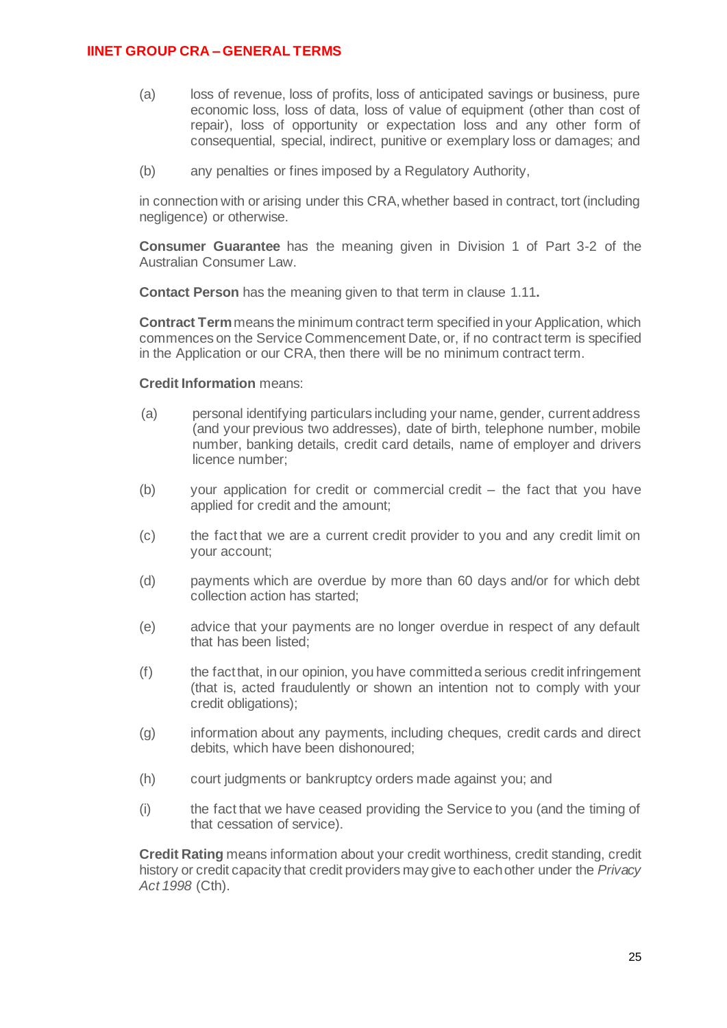(a) loss of revenue, loss of profits, loss of anticipated savings or business, pure economic loss, loss of data, loss of value of equipment (other than cost of repair), loss of opportunity or expectation loss and any other form of consequential, special, indirect, punitive or exemplary loss or damages; and

(b) any penalties or fines imposed by a Regulatory Authority,

in connection with or arising under this CRA, whether based in contract, tort (including negligence) or otherwise.

**Consumer Guarantee** has the meaning given in Division 1 of Part 3-2 of the Australian Consumer Law.

**Contact Person** has the meaning given to that term in clause 1.11**.**

**Contract Term** means the minimum contract term specified in your Application, which commences on the Service Commencement Date, or, if no contract term is specified in the Application or our CRA, then there will be no minimum contract term.

**Credit Information** means:

(a) personal identifying particulars including your name, gender, current address (and your previous two addresses), date of birth, telephone number, mobile number, banking details, credit card details, name of employer and drivers licence number;

(b) your application for credit or commercial credit – the fact that you have applied for credit and the amount;

(c) the fact that we are a current credit provider to you and any credit limit on your account;

(d) payments which are overdue by more than 60 days and/or for which debt collection action has started;

(e) advice that your payments are no longer overdue in respect of any default that has been listed;

(f) the fact that, in our opinion, you have committed a serious credit infringement (that is, acted fraudulently or shown an intention not to comply with your credit obligations);

(g) information about any payments, including cheques, credit cards and direct debits, which have been dishonoured;

(h) court judgments or bankruptcy orders made against you; and

(i) the fact that we have ceased providing the Service to you (and the timing of that cessation of service).

**Credit Rating** means information about your credit worthiness, credit standing, credit history or credit capacity that credit providers may give to each other under the *Privacy Act 1998* (Cth).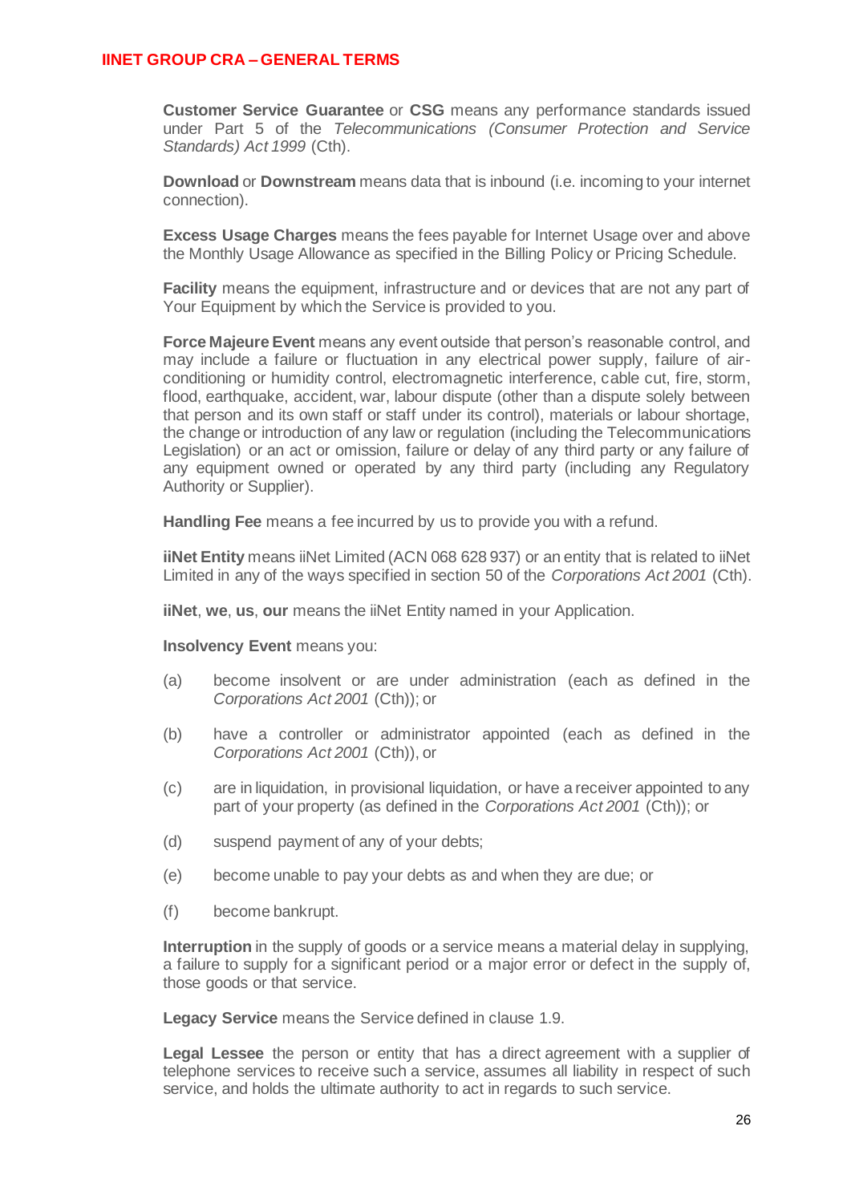**Customer Service Guarantee** or **CSG** means any performance standards issued under Part 5 of the *Telecommunications (Consumer Protection and Service Standards) Act 1999* (Cth).

**Download** or **Downstream** means data that is inbound (i.e. incoming to your internet connection).

**Excess Usage Charges** means the fees payable for Internet Usage over and above the Monthly Usage Allowance as specified in the Billing Policy or Pricing Schedule.

**Facility** means the equipment, infrastructure and or devices that are not any part of Your Equipment by which the Service is provided to you.

**Force Majeure Event** means any event outside that person's reasonable control, and may include a failure or fluctuation in any electrical power supply, failure of air-conditioning or humidity control, electromagnetic interference, cable cut, fire, storm, flood, earthquake, accident, war, labour dispute (other than a dispute solely between that person and its own staff or staff under its control), materials or labour shortage, the change or introduction of any law or regulation (including the Telecommunications Legislation) or an act or omission, failure or delay of any third party or any failure of any equipment owned or operated by any third party (including any Regulatory Authority or Supplier).

**Handling Fee** means a fee incurred by us to provide you with a refund.

**iiNet Entity** means iiNet Limited (ACN 068 628 937) or an entity that is related to iiNet Limited in any of the ways specified in section 50 of the *Corporations Act 2001* (Cth).

**iiNet**, **we**, **us**, **our** means the iiNet Entity named in your Application.

**Insolvency Event** means you:

(a) become insolvent or are under administration (each as defined in the *Corporations Act 2001* (Cth)); or

(b) have a controller or administrator appointed (each as defined in the *Corporations Act 2001* (Cth)), or

(c) are in liquidation, in provisional liquidation, or have a receiver appointed to any part of your property (as defined in the *Corporations Act 2001* (Cth)); or

(d) suspend payment of any of your debts;

(e) become unable to pay your debts as and when they are due; or

(f) become bankrupt.

**Interruption** in the supply of goods or a service means a material delay in supplying, a failure to supply for a significant period or a major error or defect in the supply of, those goods or that service.

**Legacy Service** means the Service defined in clause 1.9.

**Legal Lessee** the person or entity that has a direct agreement with a supplier of telephone services to receive such a service, assumes all liability in respect of such service, and holds the ultimate authority to act in regards to such service.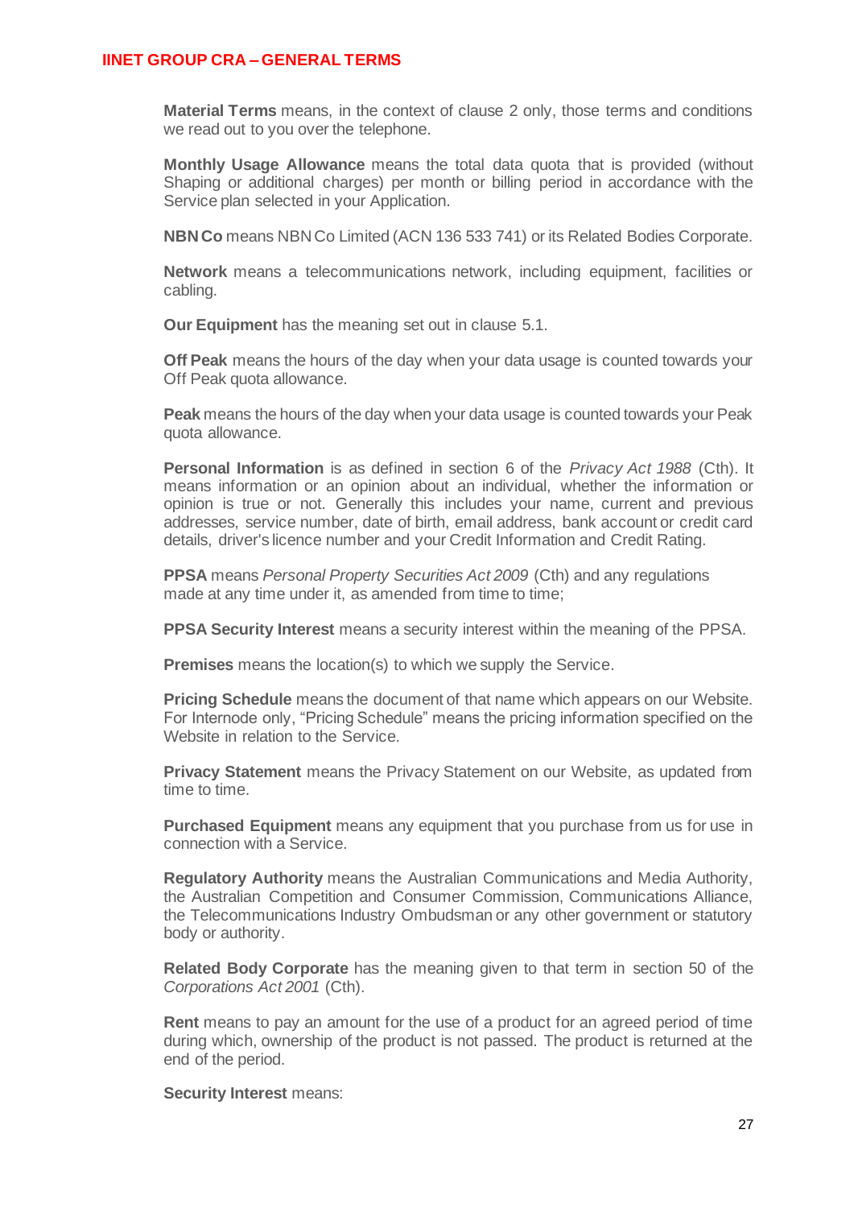**Material Terms** means, in the context of clause 2 only, those terms and conditions we read out to you over the telephone.

**Monthly Usage Allowance** means the total data quota that is provided (without Shaping or additional charges) per month or billing period in accordance with the Service plan selected in your Application.

**NBN Co** means NBN Co Limited (ACN 136 533 741) or its Related Bodies Corporate.

**Network** means a telecommunications network, including equipment, facilities or cabling.

**Our Equipment** has the meaning set out in clause 5.1.

**Off Peak** means the hours of the day when your data usage is counted towards your Off Peak quota allowance.

**Peak** means the hours of the day when your data usage is counted towards your Peak quota allowance.

**Personal Information** is as defined in section 6 of the *Privacy Act 1988* (Cth). It means information or an opinion about an individual, whether the information or opinion is true or not. Generally this includes your name, current and previous addresses, service number, date of birth, email address, bank account or credit card details, driver's licence number and your Credit Information and Credit Rating.

**PPSA** means *Personal Property Securities Act 2009* (Cth) and any regulations made at any time under it, as amended from time to time;

**PPSA Security Interest** means a security interest within the meaning of the PPSA.

**Premises** means the location(s) to which we supply the Service.

**Pricing Schedule** means the document of that name which appears on our Website. For Internode only, "Pricing Schedule" means the pricing information specified on the Website in relation to the Service.

**Privacy Statement** means the Privacy Statement on our Website, as updated from time to time.

**Purchased Equipment** means any equipment that you purchase from us for use in connection with a Service.

**Regulatory Authority** means the Australian Communications and Media Authority, the Australian Competition and Consumer Commission, Communications Alliance, the Telecommunications Industry Ombudsman or any other government or statutory body or authority.

**Related Body Corporate** has the meaning given to that term in section 50 of the *Corporations Act 2001* (Cth).

**Rent** means to pay an amount for the use of a product for an agreed period of time during which, ownership of the product is not passed. The product is returned at the end of the period.

**Security Interest** means: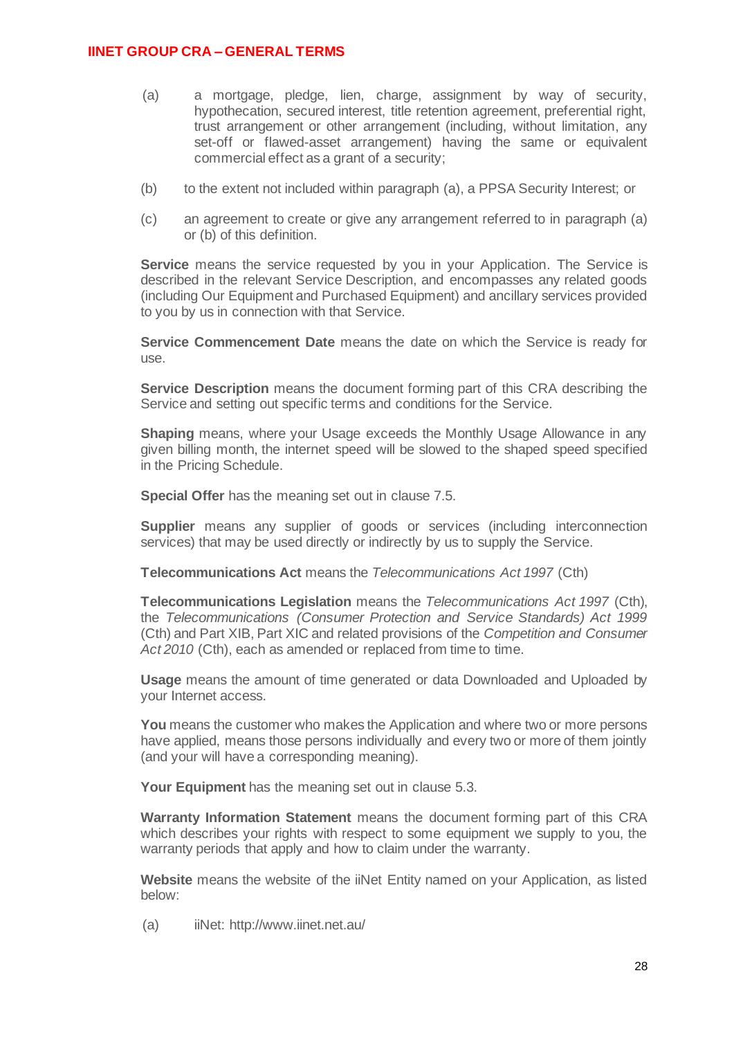(a) a mortgage, pledge, lien, charge, assignment by way of security, hypothecation, secured interest, title retention agreement, preferential right, trust arrangement or other arrangement (including, without limitation, any set-off or flawed-asset arrangement) having the same or equivalent commercial effect as a grant of a security;

(b) to the extent not included within paragraph (a), a PPSA Security Interest; or

(c) an agreement to create or give any arrangement referred to in paragraph (a) or (b) of this definition.

**Service** means the service requested by you in your Application. The Service is described in the relevant Service Description, and encompasses any related goods (including Our Equipment and Purchased Equipment) and ancillary services provided to you by us in connection with that Service.

**Service Commencement Date** means the date on which the Service is ready for use.

**Service Description** means the document forming part of this CRA describing the Service and setting out specific terms and conditions for the Service.

**Shaping** means, where your Usage exceeds the Monthly Usage Allowance in any given billing month, the internet speed will be slowed to the shaped speed specified in the Pricing Schedule.

**Special Offer** has the meaning set out in clause 7.5.

**Supplier** means any supplier of goods or services (including interconnection services) that may be used directly or indirectly by us to supply the Service.

**Telecommunications Act** means the *Telecommunications Act 1997* (Cth)

**Telecommunications Legislation** means the *Telecommunications Act 1997* (Cth), the *Telecommunications (Consumer Protection and Service Standards) Act 1999* (Cth) and Part XIB, Part XIC and related provisions of the *Competition and Consumer Act 2010* (Cth), each as amended or replaced from time to time.

**Usage** means the amount of time generated or data Downloaded and Uploaded by your Internet access.

**You** means the customer who makes the Application and where two or more persons have applied, means those persons individually and every two or more of them jointly (and your will have a corresponding meaning).

**Your Equipment** has the meaning set out in clause 5.3.

**Warranty Information Statement** means the document forming part of this CRA which describes your rights with respect to some equipment we supply to you, the warranty periods that apply and how to claim under the warranty.

**Website** means the website of the iiNet Entity named on your Application, as listed below:

(a) iiNet: http://www.iinet.net.au/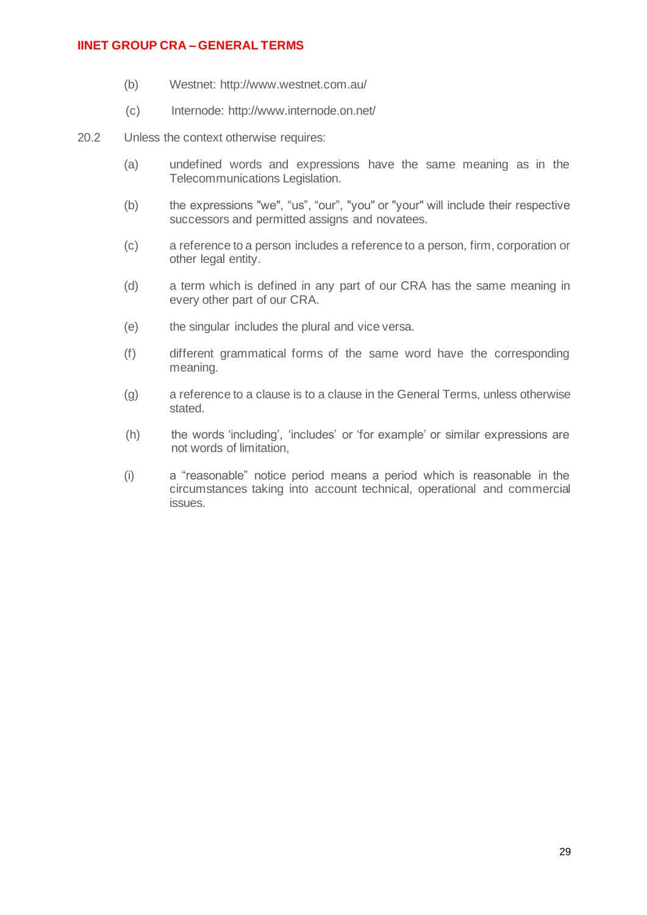(b) Westnet: http://www.westnet.com.au/

(c) Internode: http://www.internode.on.net/

20.2 Unless the context otherwise requires:

(a) undefined words and expressions have the same meaning as in the Telecommunications Legislation.

(b) the expressions "we", “us”, “our”, "you" or "your" will include their respective successors and permitted assigns and novatees.

(c) a reference to a person includes a reference to a person, firm, corporation or other legal entity.

(d) a term which is defined in any part of our CRA has the same meaning in every other part of our CRA.

(e) the singular includes the plural and vice versa.

(f) different grammatical forms of the same word have the corresponding meaning.

(g) a reference to a clause is to a clause in the General Terms, unless otherwise stated.

(h) the words ‘including’, ‘includes’ or ‘for example’ or similar expressions are not words of limitation,

(i) a “reasonable” notice period means a period which is reasonable in the circumstances taking into account technical, operational and commercial issues.